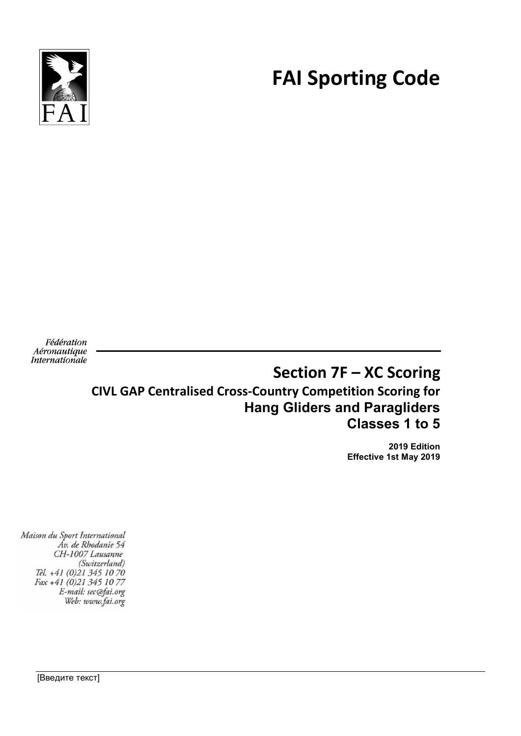# FAI Sporting Code

Fédération
Aéronautique
Internationale

## Section 7F – XC Scoring

### CIVL GAP Centralised Cross-Country Competition Scoring for Hang Gliders and Paragliders Classes 1 to 5

**2019 Edition**
**Effective 1st May 2019**

*Maison du Sport International*
*Av. de Rhodanie 54*
*CH-1007 Lausanne*
*(Switzerland)*
*Tél. +41 (0)21 345 10 70*
*Fax +41 (0)21 345 10 77*
*E-mail: sec@fai.org*
*Web: www.fai.org*

[Введите текст]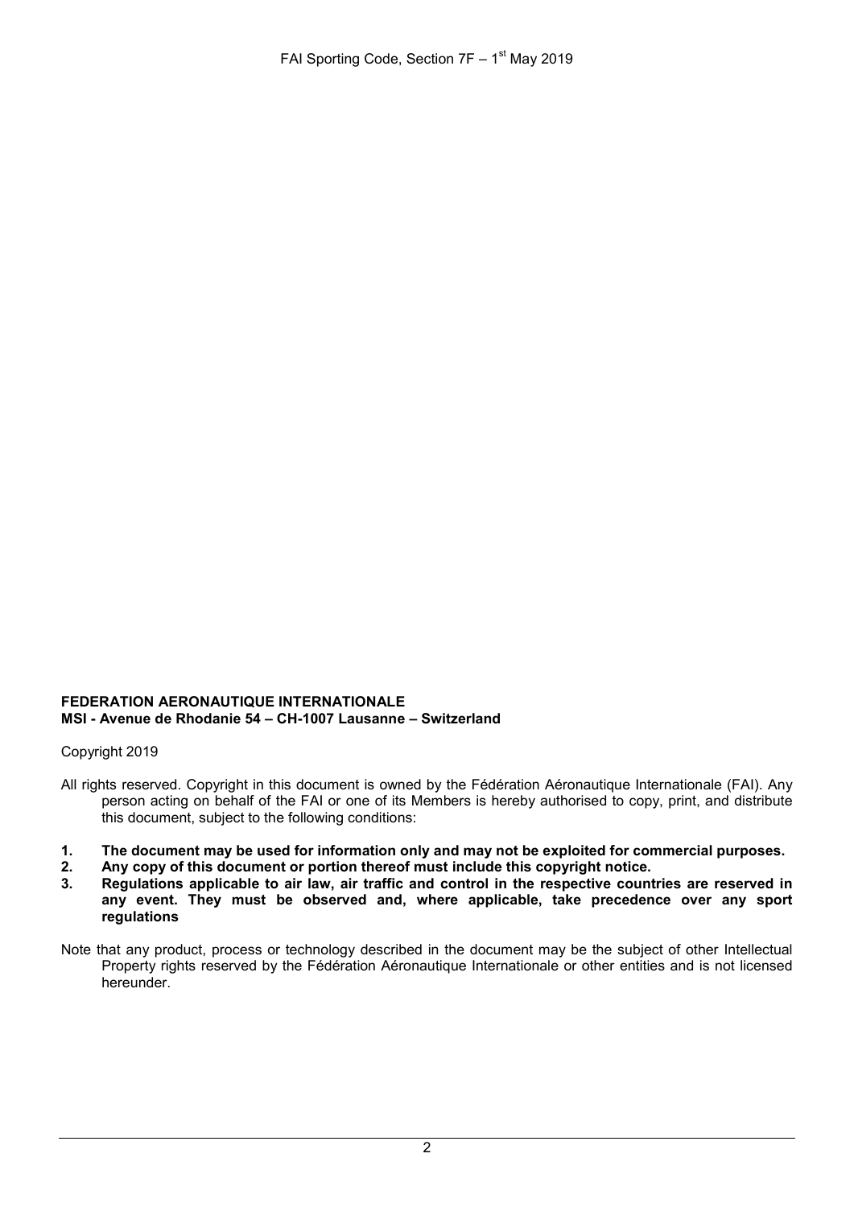**FEDERATION AERONAUTIQUE INTERNATIONALE**
**MSI - Avenue de Rhodanie 54 – CH-1007 Lausanne – Switzerland**

Copyright 2019

All rights reserved. Copyright in this document is owned by the Fédération Aéronautique Internationale (FAI). Any person acting on behalf of the FAI or one of its Members is hereby authorised to copy, print, and distribute this document, subject to the following conditions:

1. **The document may be used for information only and may not be exploited for commercial purposes.**
2. **Any copy of this document or portion thereof must include this copyright notice.**
3. **Regulations applicable to air law, air traffic and control in the respective countries are reserved in any event. They must be observed and, where applicable, take precedence over any sport regulations**

Note that any product, process or technology described in the document may be the subject of other Intellectual Property rights reserved by the Fédération Aéronautique Internationale or other entities and is not licensed hereunder.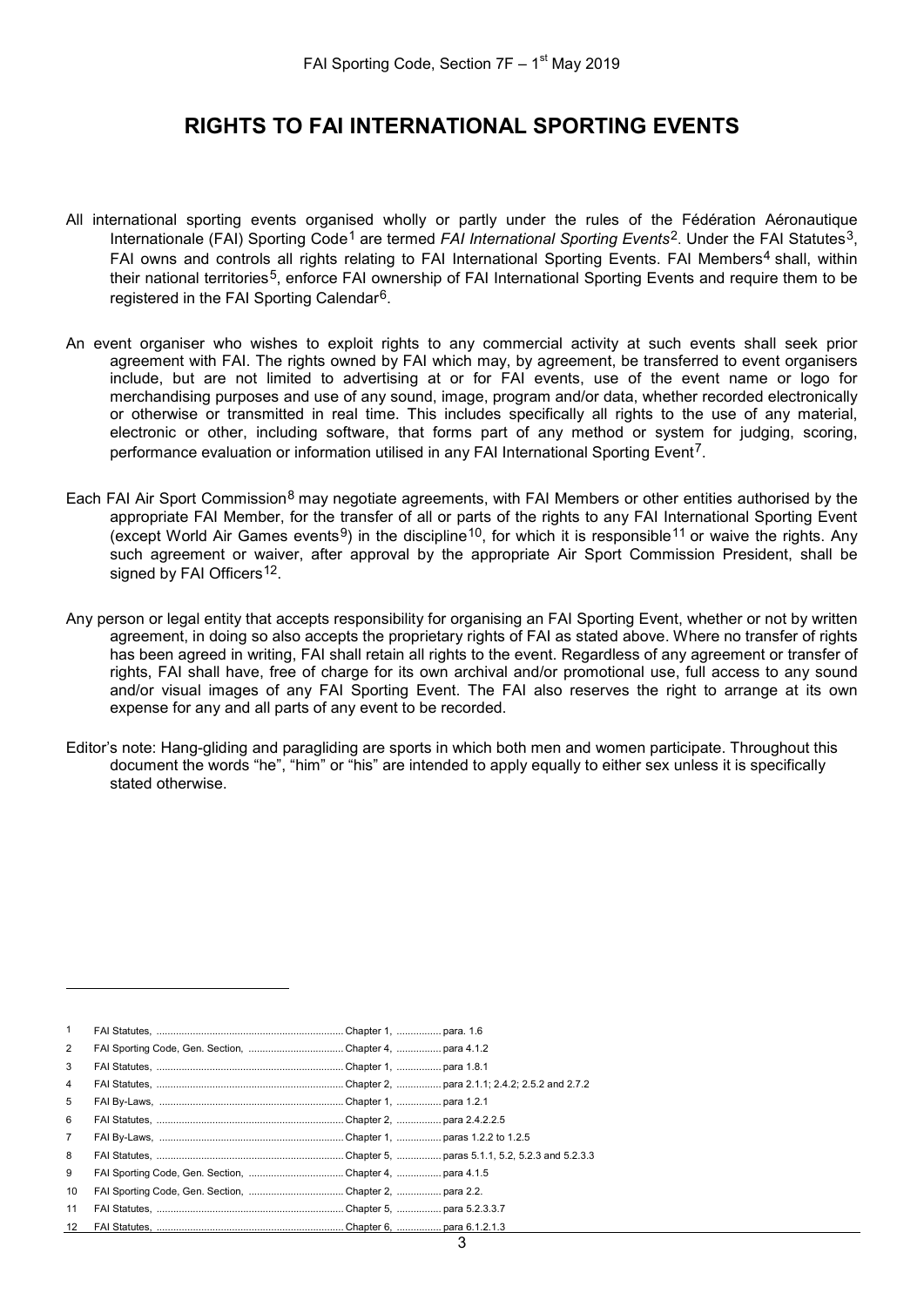# RIGHTS TO FAI INTERNATIONAL SPORTING EVENTS

All international sporting events organised wholly or partly under the rules of the Fédération Aéronautique Internationale (FAI) Sporting Code[1] are termed *FAI International Sporting Events*[2]. Under the FAI Statutes[3], FAI owns and controls all rights relating to FAI International Sporting Events. FAI Members[4] shall, within their national territories[5], enforce FAI ownership of FAI International Sporting Events and require them to be registered in the FAI Sporting Calendar[6].

An event organiser who wishes to exploit rights to any commercial activity at such events shall seek prior agreement with FAI. The rights owned by FAI which may, by agreement, be transferred to event organisers include, but are not limited to advertising at or for FAI events, use of the event name or logo for merchandising purposes and use of any sound, image, program and/or data, whether recorded electronically or otherwise or transmitted in real time. This includes specifically all rights to the use of any material, electronic or other, including software, that forms part of any method or system for judging, scoring, performance evaluation or information utilised in any FAI International Sporting Event[7].

Each FAI Air Sport Commission[8] may negotiate agreements, with FAI Members or other entities authorised by the appropriate FAI Member, for the transfer of all or parts of the rights to any FAI International Sporting Event (except World Air Games events[9]) in the discipline[10], for which it is responsible[11] or waive the rights. Any such agreement or waiver, after approval by the appropriate Air Sport Commission President, shall be signed by FAI Officers[12].

Any person or legal entity that accepts responsibility for organising an FAI Sporting Event, whether or not by written agreement, in doing so also accepts the proprietary rights of FAI as stated above. Where no transfer of rights has been agreed in writing, FAI shall retain all rights to the event. Regardless of any agreement or transfer of rights, FAI shall have, free of charge for its own archival and/or promotional use, full access to any sound and/or visual images of any FAI Sporting Event. The FAI also reserves the right to arrange at its own expense for any and all parts of any event to be recorded.

Editor's note: Hang-gliding and paragliding are sports in which both men and women participate. Throughout this document the words "he", "him" or "his" are intended to apply equally to either sex unless it is specifically stated otherwise.

---

1 FAI Statutes, ........ Chapter 1, ........ para. 1.6
2 FAI Sporting Code, Gen. Section, ........ Chapter 4, ........ para 4.1.2
3 FAI Statutes, ........ Chapter 1, ........ para 1.8.1
4 FAI Statutes, ........ Chapter 2, ........ para 2.1.1; 2.4.2; 2.5.2 and 2.7.2
5 FAI By-Laws, ........ Chapter 1, ........ para 1.2.1
6 FAI Statutes, ........ Chapter 2, ........ para 2.4.2.2.5
7 FAI By-Laws, ........ Chapter 1, ........ paras 1.2.2 to 1.2.5
8 FAI Statutes, ........ Chapter 5, ........ paras 5.1.1, 5.2, 5.2.3 and 5.2.3.3
9 FAI Sporting Code, Gen. Section, ........ Chapter 4, ........ para 4.1.5
10 FAI Sporting Code, Gen. Section, ........ Chapter 2, ........ para 2.2.
11 FAI Statutes, ........ Chapter 5, ........ para 5.2.3.3.7
12 FAI Statutes, ........ Chapter 6, ........ para 6.1.2.1.3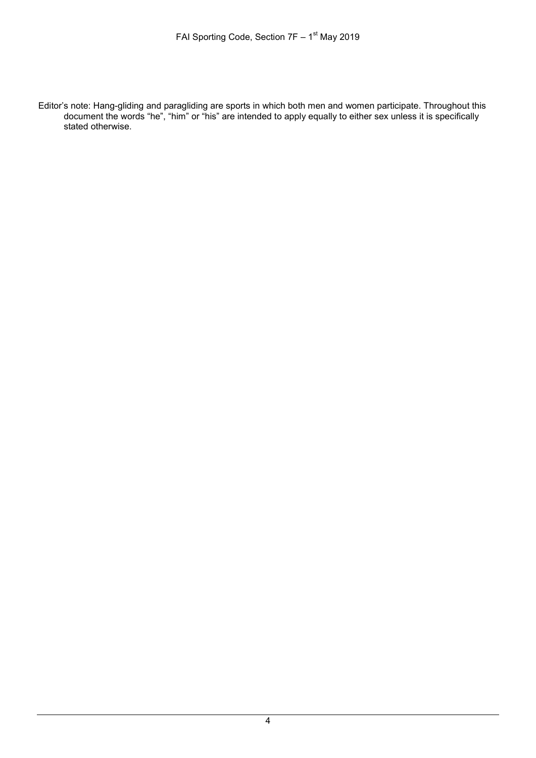Editor's note: Hang-gliding and paragliding are sports in which both men and women participate. Throughout this document the words "he", "him" or "his" are intended to apply equally to either sex unless it is specifically stated otherwise.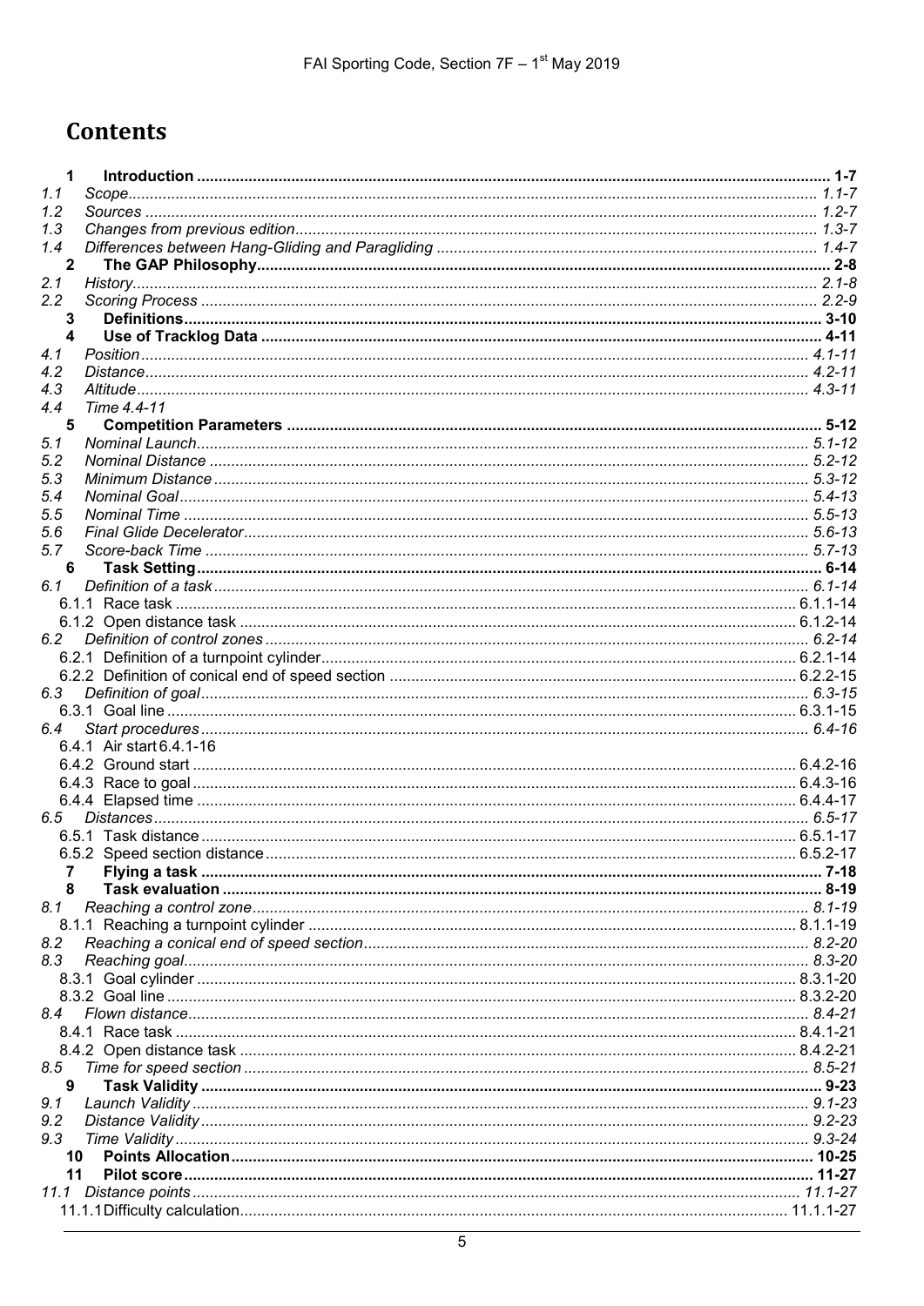# Contents

**1 Introduction** ........ **1-7**
*1.1 Scope* ........ *1.1-7*
*1.2 Sources* ........ *1.2-7*
*1.3 Changes from previous edition* ........ *1.3-7*
*1.4 Differences between Hang-Gliding and Paragliding* ........ *1.4-7*
**2 The GAP Philosophy** ........ **2-8**
*2.1 History* ........ *2.1-8*
*2.2 Scoring Process* ........ *2.2-9*
**3 Definitions** ........ **3-10**
**4 Use of Tracklog Data** ........ **4-11**
*4.1 Position* ........ *4.1-11*
*4.2 Distance* ........ *4.2-11*
*4.3 Altitude* ........ *4.3-11*
*4.4 Time 4.4-11*
**5 Competition Parameters** ........ **5-12**
*5.1 Nominal Launch* ........ *5.1-12*
*5.2 Nominal Distance* ........ *5.2-12*
*5.3 Minimum Distance* ........ *5.3-12*
*5.4 Nominal Goal* ........ *5.4-13*
*5.5 Nominal Time* ........ *5.5-13*
*5.6 Final Glide Decelerator* ........ *5.6-13*
*5.7 Score-back Time* ........ *5.7-13*
**6 Task Setting** ........ **6-14**
*6.1 Definition of a task* ........ *6.1-14*
6.1.1 Race task ........ 6.1.1-14
6.1.2 Open distance task ........ 6.1.2-14
*6.2 Definition of control zones* ........ *6.2-14*
6.2.1 Definition of a turnpoint cylinder ........ 6.2.1-14
6.2.2 Definition of conical end of speed section ........ 6.2.2-15
*6.3 Definition of goal* ........ *6.3-15*
6.3.1 Goal line ........ 6.3.1-15
*6.4 Start procedures* ........ *6.4-16*
6.4.1 Air start 6.4.1-16
6.4.2 Ground start ........ 6.4.2-16
6.4.3 Race to goal ........ 6.4.3-16
6.4.4 Elapsed time ........ 6.4.4-17
*6.5 Distances* ........ *6.5-17*
6.5.1 Task distance ........ 6.5.1-17
6.5.2 Speed section distance ........ 6.5.2-17
**7 Flying a task** ........ **7-18**
**8 Task evaluation** ........ **8-19**
*8.1 Reaching a control zone* ........ *8.1-19*
8.1.1 Reaching a turnpoint cylinder ........ 8.1.1-19
*8.2 Reaching a conical end of speed section* ........ *8.2-20*
*8.3 Reaching goal* ........ *8.3-20*
8.3.1 Goal cylinder ........ 8.3.1-20
8.3.2 Goal line ........ 8.3.2-20
*8.4 Flown distance* ........ *8.4-21*
8.4.1 Race task ........ 8.4.1-21
8.4.2 Open distance task ........ 8.4.2-21
*8.5 Time for speed section* ........ *8.5-21*
**9 Task Validity** ........ **9-23**
*9.1 Launch Validity* ........ *9.1-23*
*9.2 Distance Validity* ........ *9.2-23*
*9.3 Time Validity* ........ *9.3-24*
**10 Points Allocation** ........ **10-25**
**11 Pilot score** ........ **11-27**
*11.1 Distance points* ........ *11.1-27*
11.1.1 Difficulty calculation ........ 11.1.1-27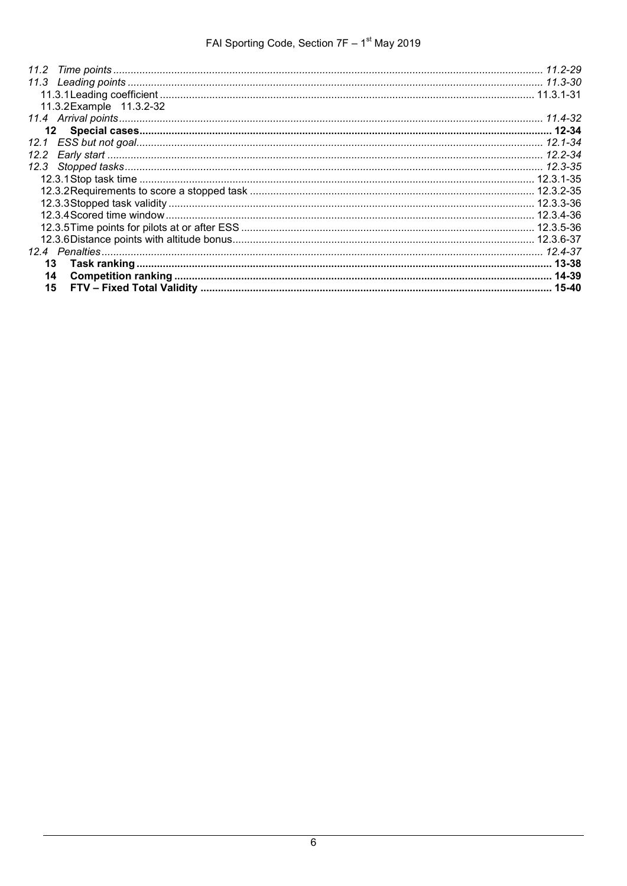*11.2 Time points* ........................................................................................................ *11.2-29*
*11.3 Leading points* ........................................................................................................ *11.3-30*
11.3.1 Leading coefficient ........................................................................................................ 11.3.1-31
11.3.2 Example 11.3.2-32
*11.4 Arrival points* ........................................................................................................ *11.4-32*
**12 Special cases** ........................................................................................................ **12-34**
*12.1 ESS but not goal* ........................................................................................................ *12.1-34*
*12.2 Early start* ........................................................................................................ *12.2-34*
*12.3 Stopped tasks* ........................................................................................................ *12.3-35*
12.3.1 Stop task time ........................................................................................................ 12.3.1-35
12.3.2 Requirements to score a stopped task ........................................................................................................ 12.3.2-35
12.3.3 Stopped task validity ........................................................................................................ 12.3.3-36
12.3.4 Scored time window ........................................................................................................ 12.3.4-36
12.3.5 Time points for pilots at or after ESS ........................................................................................................ 12.3.5-36
12.3.6 Distance points with altitude bonus ........................................................................................................ 12.3.6-37
*12.4 Penalties* ........................................................................................................ *12.4-37*
**13 Task ranking** ........................................................................................................ **13-38**
**14 Competition ranking** ........................................................................................................ **14-39**
**15 FTV – Fixed Total Validity** ........................................................................................................ **15-40**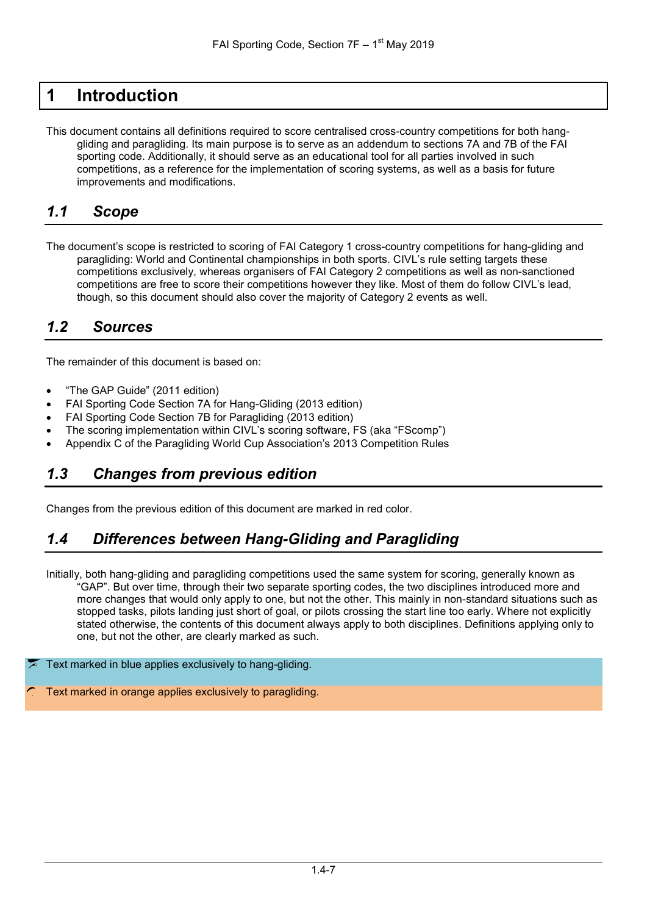# 1 Introduction

This document contains all definitions required to score centralised cross-country competitions for both hang-gliding and paragliding. Its main purpose is to serve as an addendum to sections 7A and 7B of the FAI sporting code. Additionally, it should serve as an educational tool for all parties involved in such competitions, as a reference for the implementation of scoring systems, as well as a basis for future improvements and modifications.

## 1.1 Scope

The document's scope is restricted to scoring of FAI Category 1 cross-country competitions for hang-gliding and paragliding: World and Continental championships in both sports. CIVL's rule setting targets these competitions exclusively, whereas organisers of FAI Category 2 competitions as well as non-sanctioned competitions are free to score their competitions however they like. Most of them do follow CIVL's lead, though, so this document should also cover the majority of Category 2 events as well.

## 1.2 Sources

The remainder of this document is based on:

- "The GAP Guide" (2011 edition)
- FAI Sporting Code Section 7A for Hang-Gliding (2013 edition)
- FAI Sporting Code Section 7B for Paragliding (2013 edition)
- The scoring implementation within CIVL's scoring software, FS (aka "FScomp")
- Appendix C of the Paragliding World Cup Association's 2013 Competition Rules

## 1.3 Changes from previous edition

Changes from the previous edition of this document are marked in red color.

## 1.4 Differences between Hang-Gliding and Paragliding

Initially, both hang-gliding and paragliding competitions used the same system for scoring, generally known as "GAP". But over time, through their two separate sporting codes, the two disciplines introduced more and more changes that would only apply to one, but not the other. This mainly in non-standard situations such as stopped tasks, pilots landing just short of goal, or pilots crossing the start line too early. Where not explicitly stated otherwise, the contents of this document always apply to both disciplines. Definitions applying only to one, but not the other, are clearly marked as such.

Text marked in blue applies exclusively to hang-gliding.

Text marked in orange applies exclusively to paragliding.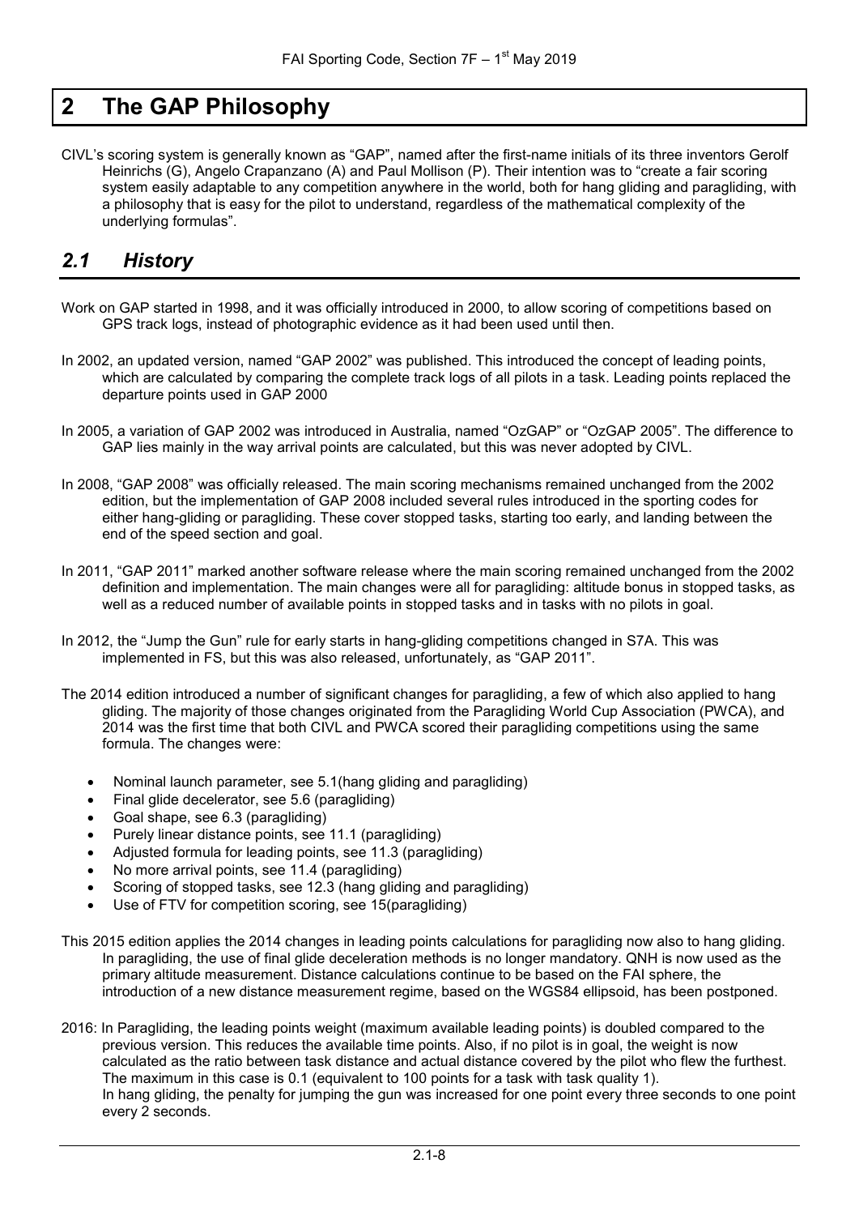# 2 The GAP Philosophy

CIVL's scoring system is generally known as "GAP", named after the first-name initials of its three inventors Gerolf Heinrichs (G), Angelo Crapanzano (A) and Paul Mollison (P). Their intention was to "create a fair scoring system easily adaptable to any competition anywhere in the world, both for hang gliding and paragliding, with a philosophy that is easy for the pilot to understand, regardless of the mathematical complexity of the underlying formulas".

## *2.1 History*

Work on GAP started in 1998, and it was officially introduced in 2000, to allow scoring of competitions based on GPS track logs, instead of photographic evidence as it had been used until then.

In 2002, an updated version, named "GAP 2002" was published. This introduced the concept of leading points, which are calculated by comparing the complete track logs of all pilots in a task. Leading points replaced the departure points used in GAP 2000

In 2005, a variation of GAP 2002 was introduced in Australia, named "OzGAP" or "OzGAP 2005". The difference to GAP lies mainly in the way arrival points are calculated, but this was never adopted by CIVL.

In 2008, "GAP 2008" was officially released. The main scoring mechanisms remained unchanged from the 2002 edition, but the implementation of GAP 2008 included several rules introduced in the sporting codes for either hang-gliding or paragliding. These cover stopped tasks, starting too early, and landing between the end of the speed section and goal.

In 2011, "GAP 2011" marked another software release where the main scoring remained unchanged from the 2002 definition and implementation. The main changes were all for paragliding: altitude bonus in stopped tasks, as well as a reduced number of available points in stopped tasks and in tasks with no pilots in goal.

In 2012, the "Jump the Gun" rule for early starts in hang-gliding competitions changed in S7A. This was implemented in FS, but this was also released, unfortunately, as "GAP 2011".

The 2014 edition introduced a number of significant changes for paragliding, a few of which also applied to hang gliding. The majority of those changes originated from the Paragliding World Cup Association (PWCA), and 2014 was the first time that both CIVL and PWCA scored their paragliding competitions using the same formula. The changes were:

- Nominal launch parameter, see 5.1(hang gliding and paragliding)
- Final glide decelerator, see 5.6 (paragliding)
- Goal shape, see 6.3 (paragliding)
- Purely linear distance points, see 11.1 (paragliding)
- Adjusted formula for leading points, see 11.3 (paragliding)
- No more arrival points, see 11.4 (paragliding)
- Scoring of stopped tasks, see 12.3 (hang gliding and paragliding)
- Use of FTV for competition scoring, see 15(paragliding)

This 2015 edition applies the 2014 changes in leading points calculations for paragliding now also to hang gliding. In paragliding, the use of final glide deceleration methods is no longer mandatory. QNH is now used as the primary altitude measurement. Distance calculations continue to be based on the FAI sphere, the introduction of a new distance measurement regime, based on the WGS84 ellipsoid, has been postponed.

2016: In Paragliding, the leading points weight (maximum available leading points) is doubled compared to the previous version. This reduces the available time points. Also, if no pilot is in goal, the weight is now calculated as the ratio between task distance and actual distance covered by the pilot who flew the furthest. The maximum in this case is 0.1 (equivalent to 100 points for a task with task quality 1).
In hang gliding, the penalty for jumping the gun was increased for one point every three seconds to one point every 2 seconds.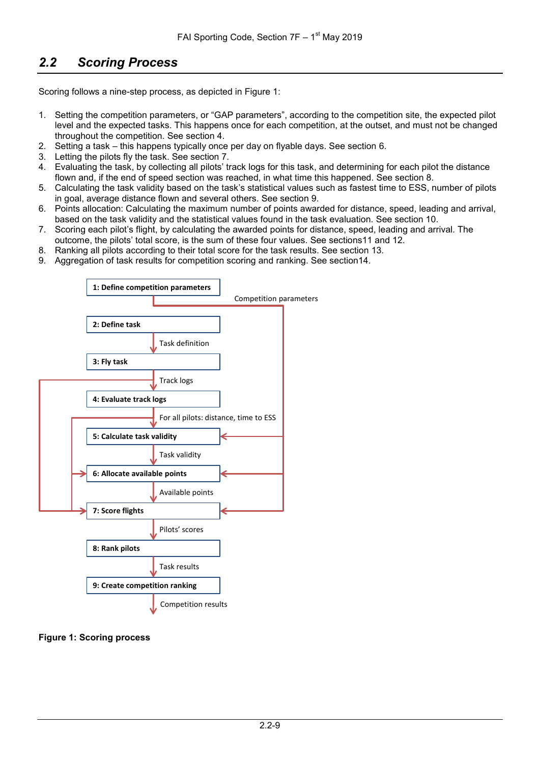## 2.2 Scoring Process

Scoring follows a nine-step process, as depicted in Figure 1:

1. Setting the competition parameters, or "GAP parameters", according to the competition site, the expected pilot level and the expected tasks. This happens once for each competition, at the outset, and must not be changed throughout the competition. See section 4.
2. Setting a task – this happens typically once per day on flyable days. See section 6.
3. Letting the pilots fly the task. See section 7.
4. Evaluating the task, by collecting all pilots' track logs for this task, and determining for each pilot the distance flown and, if the end of speed section was reached, in what time this happened. See section 8.
5. Calculating the task validity based on the task's statistical values such as fastest time to ESS, number of pilots in goal, average distance flown and several others. See section 9.
6. Points allocation: Calculating the maximum number of points awarded for distance, speed, leading and arrival, based on the task validity and the statistical values found in the task evaluation. See section 10.
7. Scoring each pilot's flight, by calculating the awarded points for distance, speed, leading and arrival. The outcome, the pilots' total score, is the sum of these four values. See sections11 and 12.
8. Ranking all pilots according to their total score for the task results. See section 13.
9. Aggregation of task results for competition scoring and ranking. See section14.

1: Define competition parameters

Competition parameters

2: Define task

Task definition

3: Fly task

Track logs

4: Evaluate track logs

For all pilots: distance, time to ESS

5: Calculate task validity

Task validity

6: Allocate available points

Available points

7: Score flights

Pilots' scores

8: Rank pilots

Task results

9: Create competition ranking

Competition results

**Figure 1: Scoring process**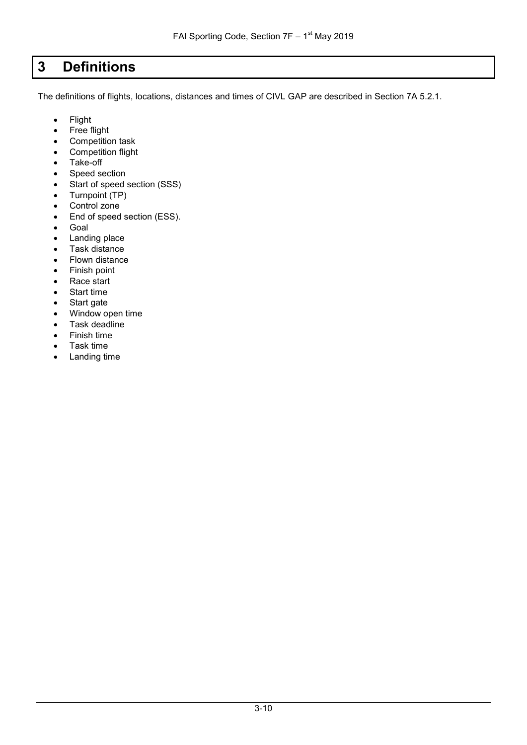# 3 Definitions

The definitions of flights, locations, distances and times of CIVL GAP are described in Section 7A 5.2.1.

- Flight
- Free flight
- Competition task
- Competition flight
- Take-off
- Speed section
- Start of speed section (SSS)
- Turnpoint (TP)
- Control zone
- End of speed section (ESS).
- Goal
- Landing place
- Task distance
- Flown distance
- Finish point
- Race start
- Start time
- Start gate
- Window open time
- Task deadline
- Finish time
- Task time
- Landing time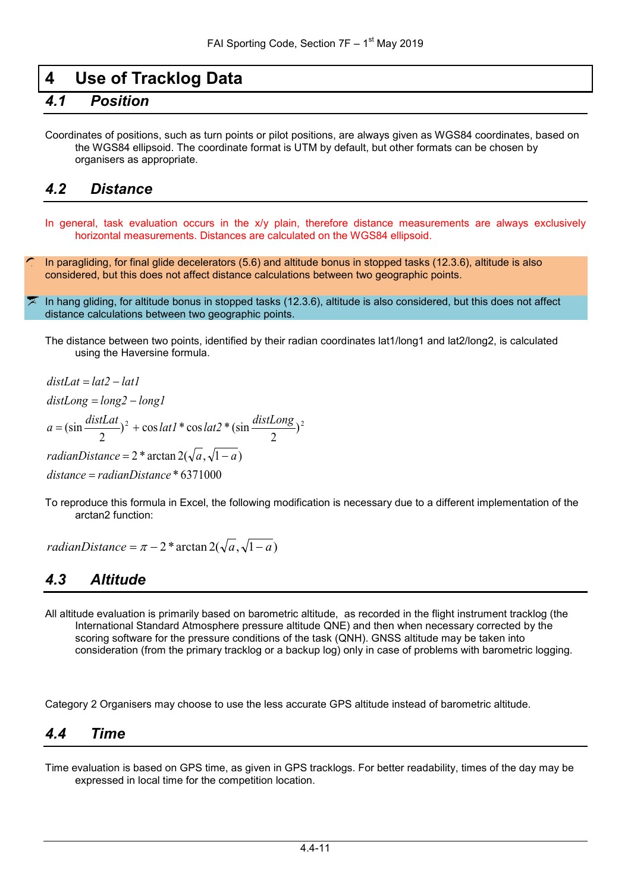# 4 Use of Tracklog Data

## 4.1 Position

Coordinates of positions, such as turn points or pilot positions, are always given as WGS84 coordinates, based on the WGS84 ellipsoid. The coordinate format is UTM by default, but other formats can be chosen by organisers as appropriate.

## 4.2 Distance

In general, task evaluation occurs in the x/y plain, therefore distance measurements are always exclusively horizontal measurements. Distances are calculated on the WGS84 ellipsoid.

In paragliding, for final glide decelerators (5.6) and altitude bonus in stopped tasks (12.3.6), altitude is also considered, but this does not affect distance calculations between two geographic points.

In hang gliding, for altitude bonus in stopped tasks (12.3.6), altitude is also considered, but this does not affect distance calculations between two geographic points.

The distance between two points, identified by their radian coordinates lat1/long1 and lat2/long2, is calculated using the Haversine formula.

$$distLat = lat2 - lat1$$

$$distLong = long2 - long1$$

$$a = (\sin\frac{distLat}{2})^2 + \cos lat1 * \cos lat2 * (\sin\frac{distLong}{2})^2$$

$$radianDistance = 2 * \arctan 2(\sqrt{a}, \sqrt{1-a})$$

$$distance = radianDistance * 6371000$$

To reproduce this formula in Excel, the following modification is necessary due to a different implementation of the arctan2 function:

$$radianDistance = \pi - 2 * \arctan 2(\sqrt{a}, \sqrt{1-a})$$

## 4.3 Altitude

All altitude evaluation is primarily based on barometric altitude, as recorded in the flight instrument tracklog (the International Standard Atmosphere pressure altitude QNE) and then when necessary corrected by the scoring software for the pressure conditions of the task (QNH). GNSS altitude may be taken into consideration (from the primary tracklog or a backup log) only in case of problems with barometric logging.

Category 2 Organisers may choose to use the less accurate GPS altitude instead of barometric altitude.

## 4.4 Time

Time evaluation is based on GPS time, as given in GPS tracklogs. For better readability, times of the day may be expressed in local time for the competition location.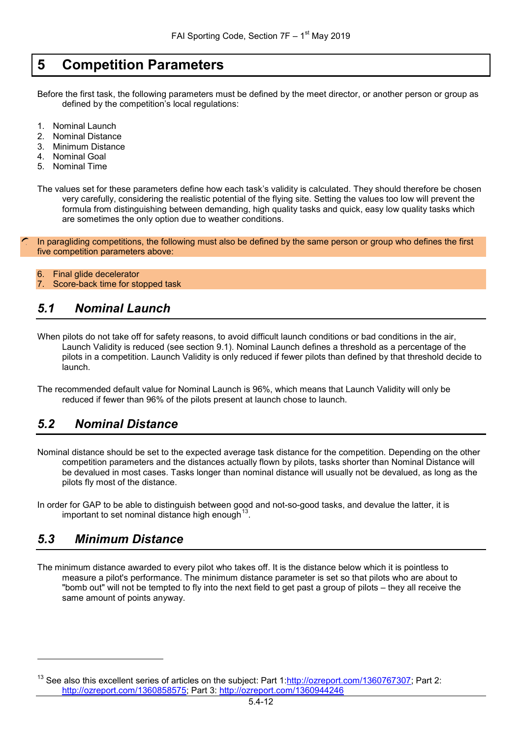# 5 Competition Parameters

Before the first task, the following parameters must be defined by the meet director, or another person or group as defined by the competition's local regulations:

1. Nominal Launch
2. Nominal Distance
3. Minimum Distance
4. Nominal Goal
5. Nominal Time

The values set for these parameters define how each task's validity is calculated. They should therefore be chosen very carefully, considering the realistic potential of the flying site. Setting the values too low will prevent the formula from distinguishing between demanding, high quality tasks and quick, easy low quality tasks which are sometimes the only option due to weather conditions.

In paragliding competitions, the following must also be defined by the same person or group who defines the first five competition parameters above:

6. Final glide decelerator
7. Score-back time for stopped task

## 5.1 Nominal Launch

When pilots do not take off for safety reasons, to avoid difficult launch conditions or bad conditions in the air, Launch Validity is reduced (see section 9.1). Nominal Launch defines a threshold as a percentage of the pilots in a competition. Launch Validity is only reduced if fewer pilots than defined by that threshold decide to launch.

The recommended default value for Nominal Launch is 96%, which means that Launch Validity will only be reduced if fewer than 96% of the pilots present at launch chose to launch.

## 5.2 Nominal Distance

Nominal distance should be set to the expected average task distance for the competition. Depending on the other competition parameters and the distances actually flown by pilots, tasks shorter than Nominal Distance will be devalued in most cases. Tasks longer than nominal distance will usually not be devalued, as long as the pilots fly most of the distance.

In order for GAP to be able to distinguish between good and not-so-good tasks, and devalue the latter, it is important to set nominal distance high enough[13].

## 5.3 Minimum Distance

The minimum distance awarded to every pilot who takes off. It is the distance below which it is pointless to measure a pilot's performance. The minimum distance parameter is set so that pilots who are about to "bomb out" will not be tempted to fly into the next field to get past a group of pilots – they all receive the same amount of points anyway.

[13] See also this excellent series of articles on the subject: Part 1:http://ozreport.com/1360767307; Part 2: http://ozreport.com/1360858575; Part 3: http://ozreport.com/1360944246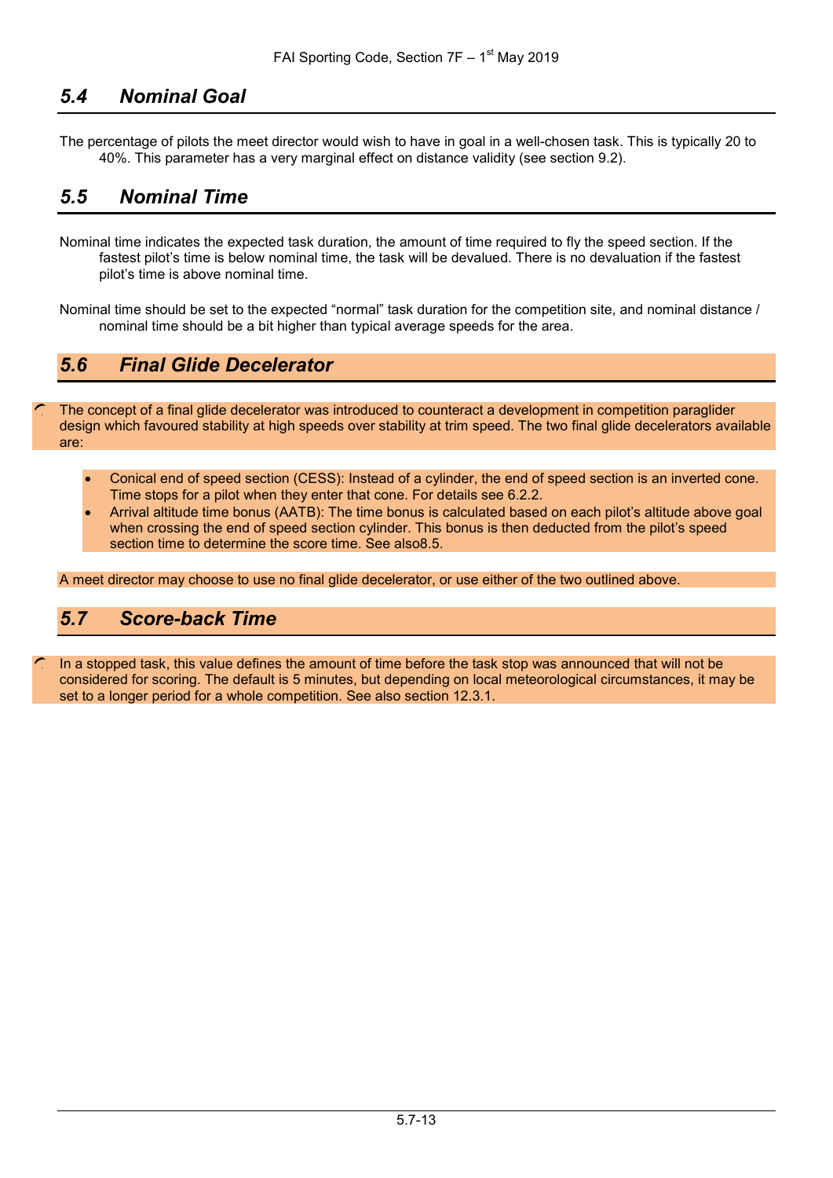## 5.4 Nominal Goal

The percentage of pilots the meet director would wish to have in goal in a well-chosen task. This is typically 20 to 40%. This parameter has a very marginal effect on distance validity (see section 9.2).

## 5.5 Nominal Time

Nominal time indicates the expected task duration, the amount of time required to fly the speed section. If the fastest pilot's time is below nominal time, the task will be devalued. There is no devaluation if the fastest pilot's time is above nominal time.

Nominal time should be set to the expected "normal" task duration for the competition site, and nominal distance / nominal time should be a bit higher than typical average speeds for the area.

## 5.6 Final Glide Decelerator

The concept of a final glide decelerator was introduced to counteract a development in competition paraglider design which favoured stability at high speeds over stability at trim speed. The two final glide decelerators available are:

- Conical end of speed section (CESS): Instead of a cylinder, the end of speed section is an inverted cone. Time stops for a pilot when they enter that cone. For details see 6.2.2.
- Arrival altitude time bonus (AATB): The time bonus is calculated based on each pilot's altitude above goal when crossing the end of speed section cylinder. This bonus is then deducted from the pilot's speed section time to determine the score time. See also8.5.

A meet director may choose to use no final glide decelerator, or use either of the two outlined above.

## 5.7 Score-back Time

In a stopped task, this value defines the amount of time before the task stop was announced that will not be considered for scoring. The default is 5 minutes, but depending on local meteorological circumstances, it may be set to a longer period for a whole competition. See also section 12.3.1.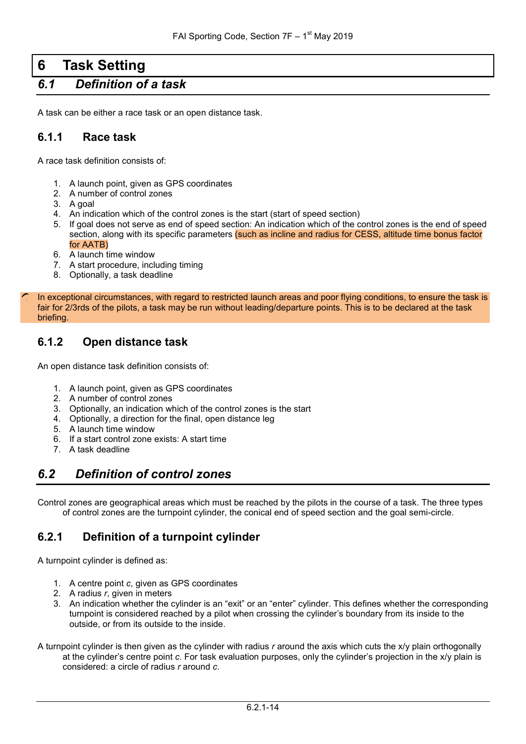# 6 Task Setting

## *6.1 Definition of a task*

A task can be either a race task or an open distance task.

### 6.1.1 Race task

A race task definition consists of:

1. A launch point, given as GPS coordinates
2. A number of control zones
3. A goal
4. An indication which of the control zones is the start (start of speed section)
5. If goal does not serve as end of speed section: An indication which of the control zones is the end of speed section, along with its specific parameters (such as incline and radius for CESS, altitude time bonus factor for AATB)
6. A launch time window
7. A start procedure, including timing
8. Optionally, a task deadline

In exceptional circumstances, with regard to restricted launch areas and poor flying conditions, to ensure the task is fair for 2/3rds of the pilots, a task may be run without leading/departure points. This is to be declared at the task briefing.

### 6.1.2 Open distance task

An open distance task definition consists of:

1. A launch point, given as GPS coordinates
2. A number of control zones
3. Optionally, an indication which of the control zones is the start
4. Optionally, a direction for the final, open distance leg
5. A launch time window
6. If a start control zone exists: A start time
7. A task deadline

## *6.2 Definition of control zones*

Control zones are geographical areas which must be reached by the pilots in the course of a task. The three types of control zones are the turnpoint cylinder, the conical end of speed section and the goal semi-circle.

### 6.2.1 Definition of a turnpoint cylinder

A turnpoint cylinder is defined as:

1. A centre point *c*, given as GPS coordinates
2. A radius *r*, given in meters
3. An indication whether the cylinder is an "exit" or an "enter" cylinder. This defines whether the corresponding turnpoint is considered reached by a pilot when crossing the cylinder's boundary from its inside to the outside, or from its outside to the inside.

A turnpoint cylinder is then given as the cylinder with radius *r* around the axis which cuts the x/y plain orthogonally at the cylinder's centre point *c*. For task evaluation purposes, only the cylinder's projection in the x/y plain is considered: a circle of radius *r* around *c*.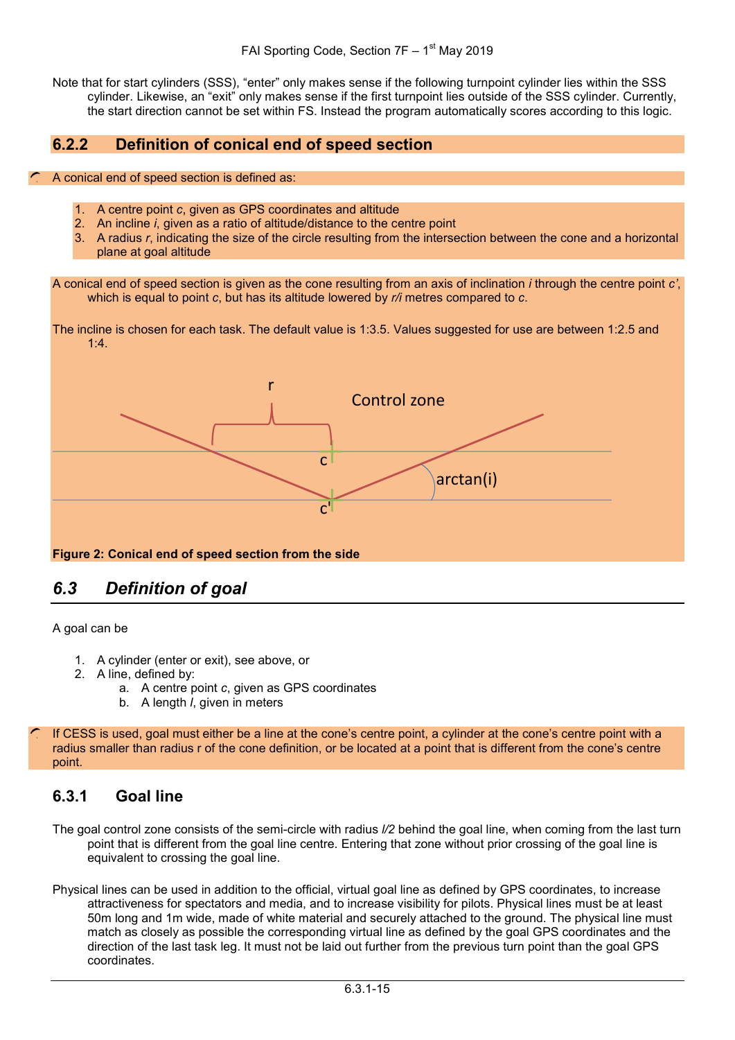Note that for start cylinders (SSS), "enter" only makes sense if the following turnpoint cylinder lies within the SSS cylinder. Likewise, an "exit" only makes sense if the first turnpoint lies outside of the SSS cylinder. Currently, the start direction cannot be set within FS. Instead the program automatically scores according to this logic.

### 6.2.2 Definition of conical end of speed section

A conical end of speed section is defined as:

1. A centre point *c*, given as GPS coordinates and altitude
2. An incline *i*, given as a ratio of altitude/distance to the centre point
3. A radius *r*, indicating the size of the circle resulting from the intersection between the cone and a horizontal plane at goal altitude

A conical end of speed section is given as the cone resulting from an axis of inclination *i* through the centre point *c'*, which is equal to point *c*, but has its altitude lowered by *r/i* metres compared to *c*.

The incline is chosen for each task. The default value is 1:3.5. Values suggested for use are between 1:2.5 and 1:4.

**Figure 2: Conical end of speed section from the side**

## *6.3 Definition of goal*

A goal can be

1. A cylinder (enter or exit), see above, or
2. A line, defined by:
   a. A centre point *c*, given as GPS coordinates
   b. A length *l*, given in meters

If CESS is used, goal must either be a line at the cone's centre point, a cylinder at the cone's centre point with a radius smaller than radius r of the cone definition, or be located at a point that is different from the cone's centre point.

### 6.3.1 Goal line

The goal control zone consists of the semi-circle with radius *l/2* behind the goal line, when coming from the last turn point that is different from the goal line centre. Entering that zone without prior crossing of the goal line is equivalent to crossing the goal line.

Physical lines can be used in addition to the official, virtual goal line as defined by GPS coordinates, to increase attractiveness for spectators and media, and to increase visibility for pilots. Physical lines must be at least 50m long and 1m wide, made of white material and securely attached to the ground. The physical line must match as closely as possible the corresponding virtual line as defined by the goal GPS coordinates and the direction of the last task leg. It must not be laid out further from the previous turn point than the goal GPS coordinates.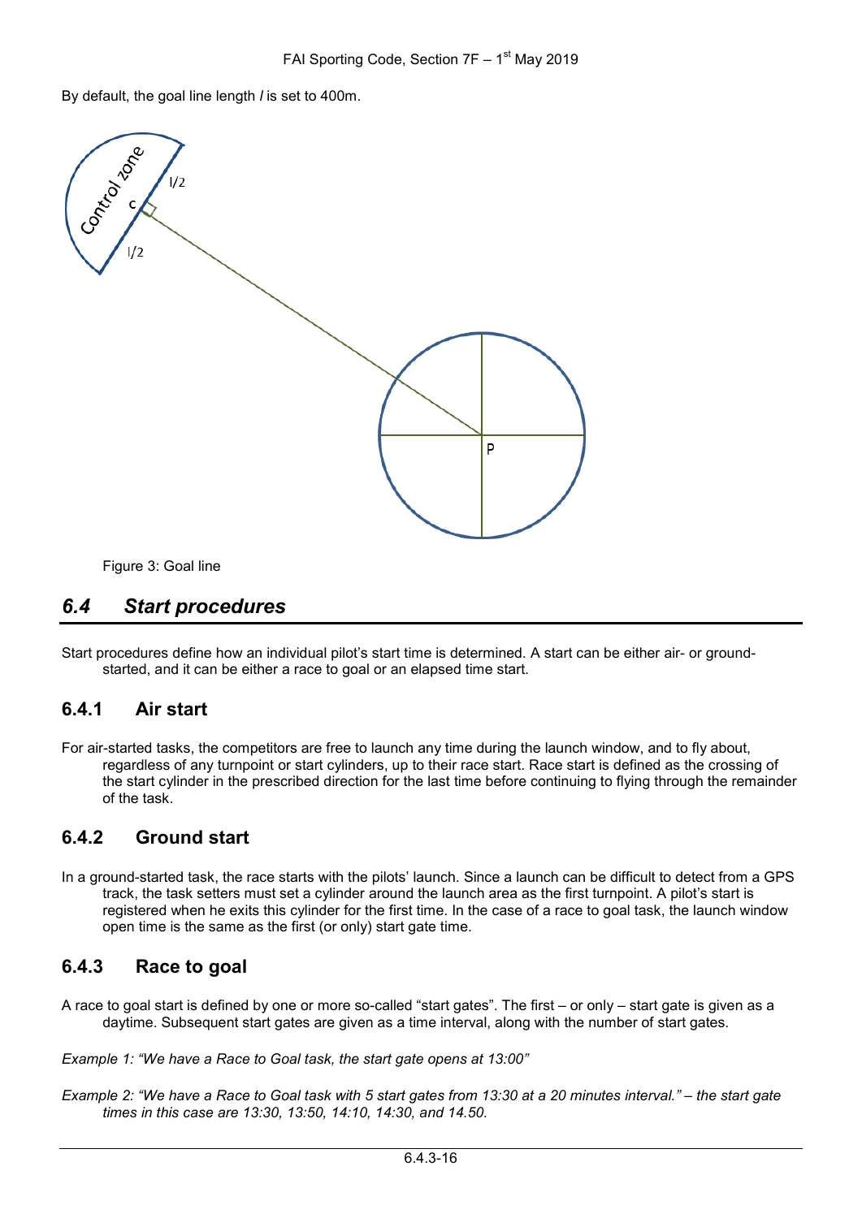By default, the goal line length *l* is set to 400m.

Figure 3: Goal line

## 6.4 Start procedures

Start procedures define how an individual pilot's start time is determined. A start can be either air- or ground-started, and it can be either a race to goal or an elapsed time start.

### 6.4.1 Air start

For air-started tasks, the competitors are free to launch any time during the launch window, and to fly about, regardless of any turnpoint or start cylinders, up to their race start. Race start is defined as the crossing of the start cylinder in the prescribed direction for the last time before continuing to flying through the remainder of the task.

### 6.4.2 Ground start

In a ground-started task, the race starts with the pilots' launch. Since a launch can be difficult to detect from a GPS track, the task setters must set a cylinder around the launch area as the first turnpoint. A pilot's start is registered when he exits this cylinder for the first time. In the case of a race to goal task, the launch window open time is the same as the first (or only) start gate time.

### 6.4.3 Race to goal

A race to goal start is defined by one or more so-called "start gates". The first – or only – start gate is given as a daytime. Subsequent start gates are given as a time interval, along with the number of start gates.

*Example 1: "We have a Race to Goal task, the start gate opens at 13:00"*

*Example 2: "We have a Race to Goal task with 5 start gates from 13:30 at a 20 minutes interval." – the start gate times in this case are 13:30, 13:50, 14:10, 14:30, and 14.50.*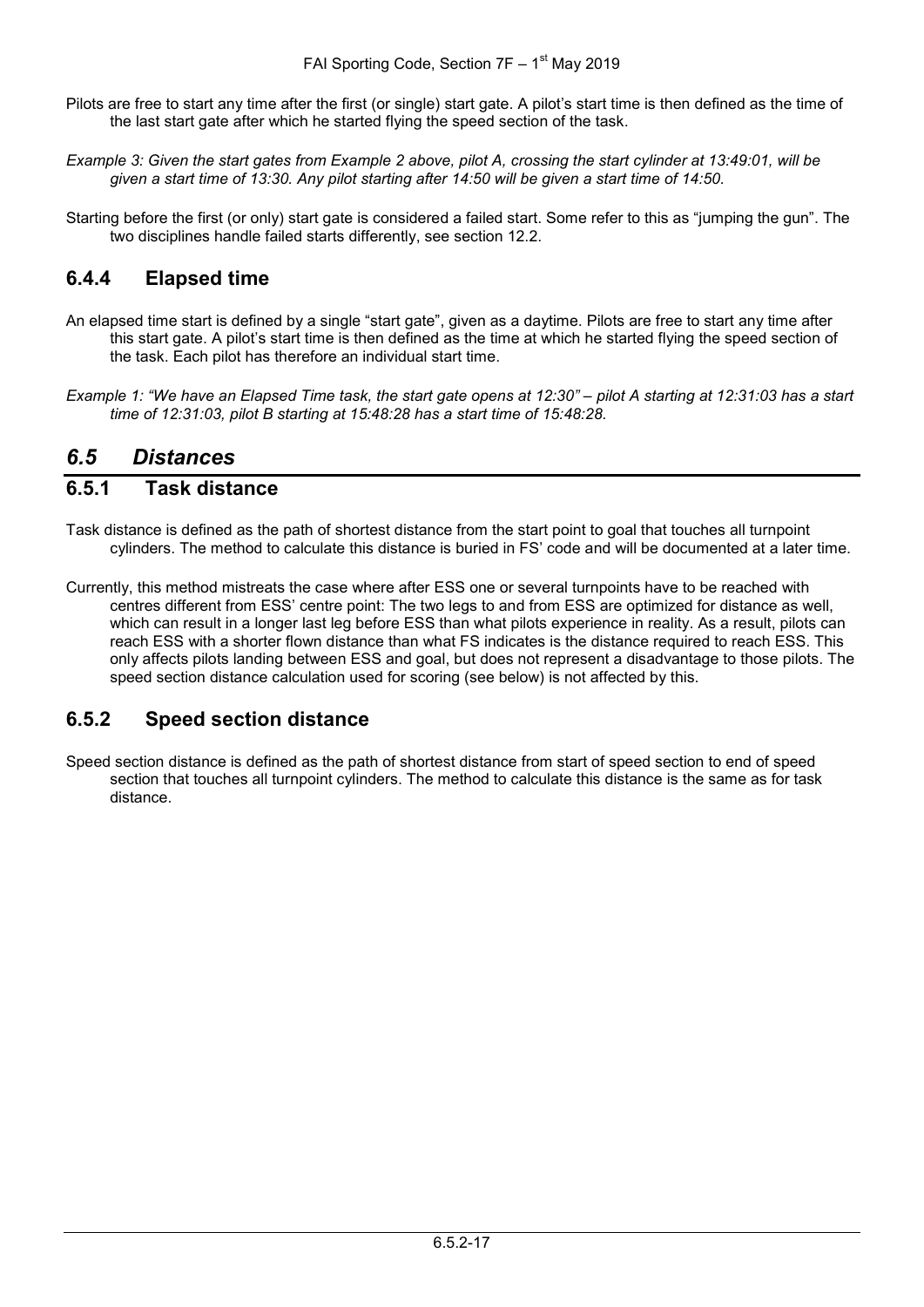Pilots are free to start any time after the first (or single) start gate. A pilot's start time is then defined as the time of the last start gate after which he started flying the speed section of the task.

*Example 3: Given the start gates from Example 2 above, pilot A, crossing the start cylinder at 13:49:01, will be given a start time of 13:30. Any pilot starting after 14:50 will be given a start time of 14:50.*

Starting before the first (or only) start gate is considered a failed start. Some refer to this as "jumping the gun". The two disciplines handle failed starts differently, see section 12.2.

### 6.4.4 Elapsed time

An elapsed time start is defined by a single "start gate", given as a daytime. Pilots are free to start any time after this start gate. A pilot's start time is then defined as the time at which he started flying the speed section of the task. Each pilot has therefore an individual start time.

*Example 1: "We have an Elapsed Time task, the start gate opens at 12:30" – pilot A starting at 12:31:03 has a start time of 12:31:03, pilot B starting at 15:48:28 has a start time of 15:48:28.*

## *6.5 Distances*

### 6.5.1 Task distance

Task distance is defined as the path of shortest distance from the start point to goal that touches all turnpoint cylinders. The method to calculate this distance is buried in FS' code and will be documented at a later time.

Currently, this method mistreats the case where after ESS one or several turnpoints have to be reached with centres different from ESS' centre point: The two legs to and from ESS are optimized for distance as well, which can result in a longer last leg before ESS than what pilots experience in reality. As a result, pilots can reach ESS with a shorter flown distance than what FS indicates is the distance required to reach ESS. This only affects pilots landing between ESS and goal, but does not represent a disadvantage to those pilots. The speed section distance calculation used for scoring (see below) is not affected by this.

### 6.5.2 Speed section distance

Speed section distance is defined as the path of shortest distance from start of speed section to end of speed section that touches all turnpoint cylinders. The method to calculate this distance is the same as for task distance.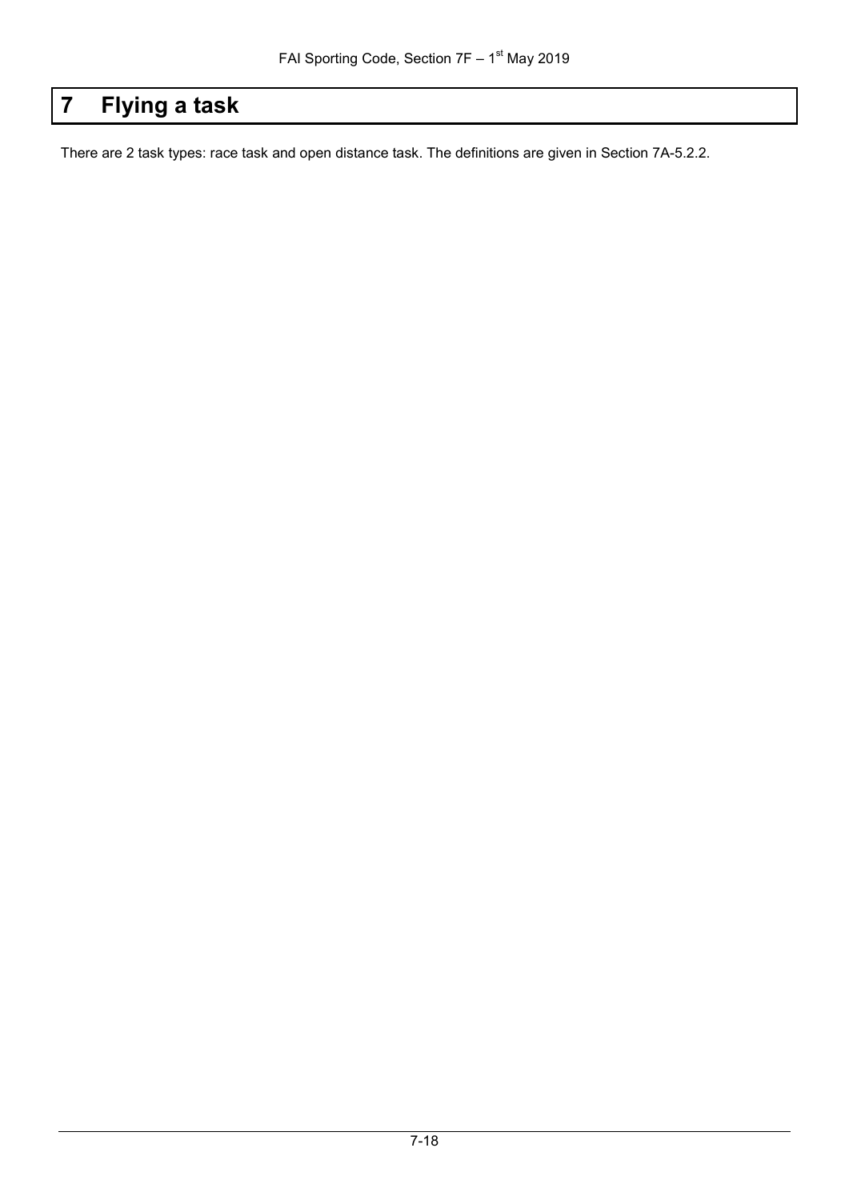# 7 Flying a task

There are 2 task types: race task and open distance task. The definitions are given in Section 7A-5.2.2.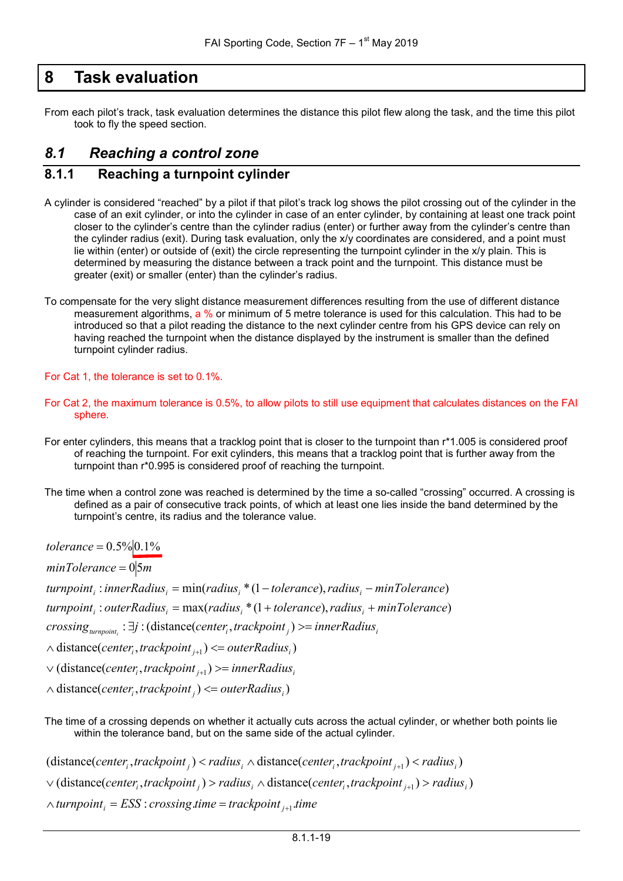# 8 Task evaluation

From each pilot's track, task evaluation determines the distance this pilot flew along the task, and the time this pilot took to fly the speed section.

## *8.1 Reaching a control zone*

### 8.1.1 Reaching a turnpoint cylinder

A cylinder is considered "reached" by a pilot if that pilot's track log shows the pilot crossing out of the cylinder in the case of an exit cylinder, or into the cylinder in case of an enter cylinder, by containing at least one track point closer to the cylinder's centre than the cylinder radius (enter) or further away from the cylinder's centre than the cylinder radius (exit). During task evaluation, only the x/y coordinates are considered, and a point must lie within (enter) or outside of (exit) the circle representing the turnpoint cylinder in the x/y plain. This is determined by measuring the distance between a track point and the turnpoint. This distance must be greater (exit) or smaller (enter) than the cylinder's radius.

To compensate for the very slight distance measurement differences resulting from the use of different distance measurement algorithms, a % or minimum of 5 metre tolerance is used for this calculation. This had to be introduced so that a pilot reading the distance to the next cylinder centre from his GPS device can rely on having reached the turnpoint when the distance displayed by the instrument is smaller than the defined turnpoint cylinder radius.

For Cat 1, the tolerance is set to 0.1%.

For Cat 2, the maximum tolerance is 0.5%, to allow pilots to still use equipment that calculates distances on the FAI sphere.

For enter cylinders, this means that a tracklog point that is closer to the turnpoint than r*1.005 is considered proof of reaching the turnpoint. For exit cylinders, this means that a tracklog point that is further away from the turnpoint than r*0.995 is considered proof of reaching the turnpoint.

The time when a control zone was reached is determined by the time a so-called "crossing" occurred. A crossing is defined as a pair of consecutive track points, of which at least one lies inside the band determined by the turnpoint's centre, its radius and the tolerance value.

$$tolerance = 0.5\% | 0.1\%$$

$$minTolerance = 0 | 5m$$

$$turnpoint_i : innerRadius_i = \min(radius_i * (1 - tolerance), radius_i - minTolerance)$$

$$turnpoint_i : outerRadius_i = \max(radius_i * (1 + tolerance), radius_i + minTolerance)$$

$$crossing_{turnpoint_i} : \exists j : (\text{distance}(center_i, trackpoint_j) >= innerRadius_i$$
$$\wedge \text{distance}(center_i, trackpoint_{j+1}) <= outerRadius_i)$$
$$\vee (\text{distance}(center_i, trackpoint_{j+1}) >= innerRadius_i$$
$$\wedge \text{distance}(center_i, trackpoint_j) <= outerRadius_i)$$

The time of a crossing depends on whether it actually cuts across the actual cylinder, or whether both points lie within the tolerance band, but on the same side of the actual cylinder.

$$(\text{distance}(center_i, trackpoint_j) < radius_i \wedge \text{distance}(center_i, trackpoint_{j+1}) < radius_i)$$
$$\vee (\text{distance}(center_i, trackpoint_j) > radius_i \wedge \text{distance}(center_i, trackpoint_{j+1}) > radius_i)$$
$$\wedge turnpoint_i = ESS : crossing.time = trackpoint_{j+1}.time$$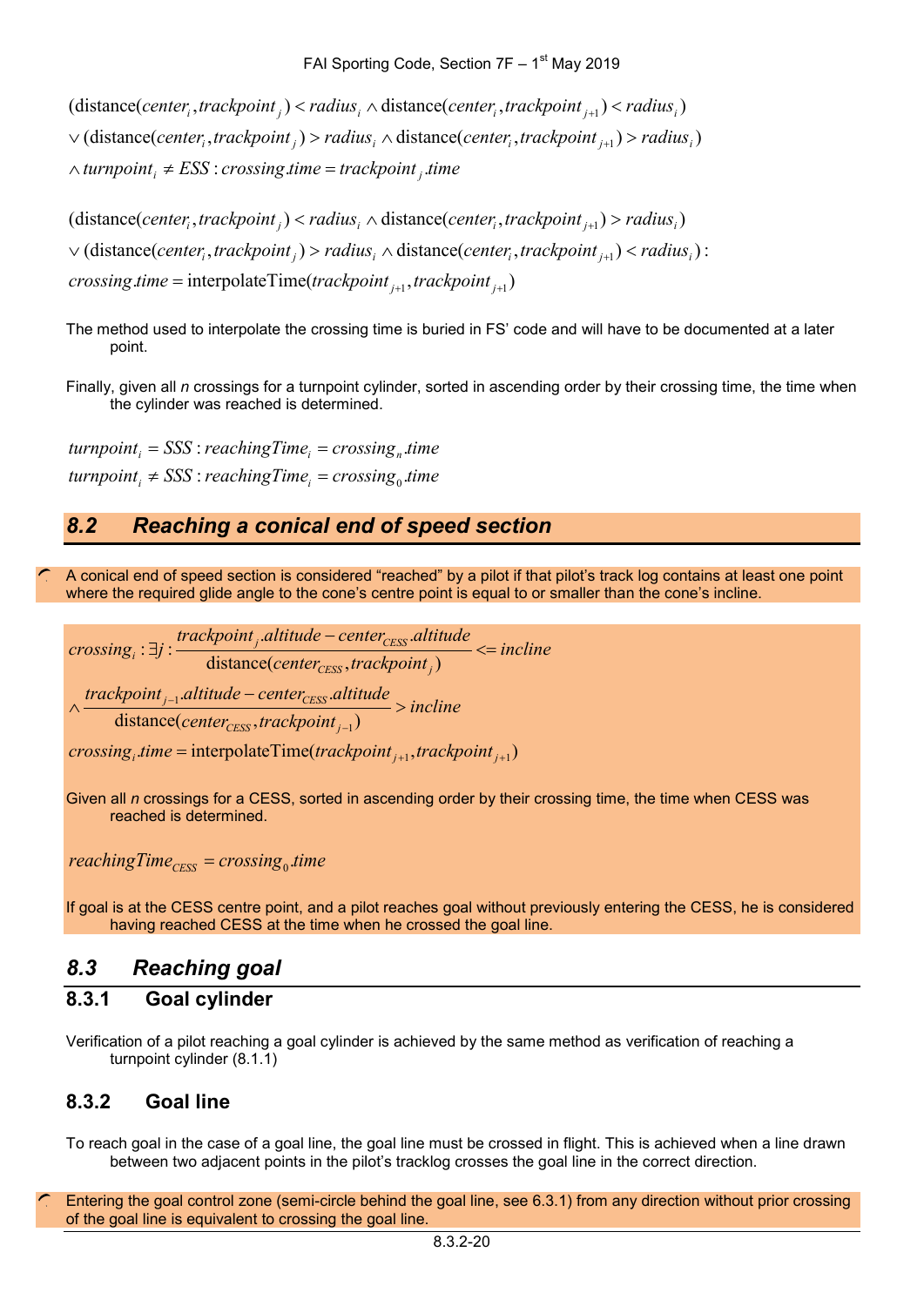$$(\text{distance}(center_i, trackpoint_j) < radius_i \wedge \text{distance}(center_i, trackpoint_{j+1}) < radius_i)$$
$$\vee (\text{distance}(center_i, trackpoint_j) > radius_i \wedge \text{distance}(center_i, trackpoint_{j+1}) > radius_i)$$
$$\wedge\, turnpoint_i \neq ESS : crossing.time = trackpoint_j.time$$

$$(\text{distance}(center_i, trackpoint_j) < radius_i \wedge \text{distance}(center_i, trackpoint_{j+1}) > radius_i)$$
$$\vee (\text{distance}(center_i, trackpoint_j) > radius_i \wedge \text{distance}(center_i, trackpoint_{j+1}) < radius_i) :$$
$$crossing.time = \text{interpolateTime}(trackpoint_{j+1}, trackpoint_{j+1})$$

The method used to interpolate the crossing time is buried in FS' code and will have to be documented at a later point.

Finally, given all *n* crossings for a turnpoint cylinder, sorted in ascending order by their crossing time, the time when the cylinder was reached is determined.

$$turnpoint_i = SSS : reachingTime_i = crossing_n.time$$
$$turnpoint_i \neq SSS : reachingTime_i = crossing_0.time$$

## *8.2 Reaching a conical end of speed section*

A conical end of speed section is considered "reached" by a pilot if that pilot's track log contains at least one point where the required glide angle to the cone's centre point is equal to or smaller than the cone's incline.

$$crossing_i : \exists j : \frac{trackpoint_j.altitude - center_{CESS}.altitude}{\text{distance}(center_{CESS}, trackpoint_j)} <= incline$$
$$\wedge \frac{trackpoint_{j-1}.altitude - center_{CESS}.altitude}{\text{distance}(center_{CESS}, trackpoint_{j-1})} > incline$$
$$crossing_i.time = \text{interpolateTime}(trackpoint_{j+1}, trackpoint_{j+1})$$

Given all *n* crossings for a CESS, sorted in ascending order by their crossing time, the time when CESS was reached is determined.

$$reachingTime_{CESS} = crossing_0.time$$

If goal is at the CESS centre point, and a pilot reaches goal without previously entering the CESS, he is considered having reached CESS at the time when he crossed the goal line.

## *8.3 Reaching goal*

### 8.3.1 Goal cylinder

Verification of a pilot reaching a goal cylinder is achieved by the same method as verification of reaching a turnpoint cylinder (8.1.1)

### 8.3.2 Goal line

To reach goal in the case of a goal line, the goal line must be crossed in flight. This is achieved when a line drawn between two adjacent points in the pilot's tracklog crosses the goal line in the correct direction.

Entering the goal control zone (semi-circle behind the goal line, see 6.3.1) from any direction without prior crossing of the goal line is equivalent to crossing the goal line.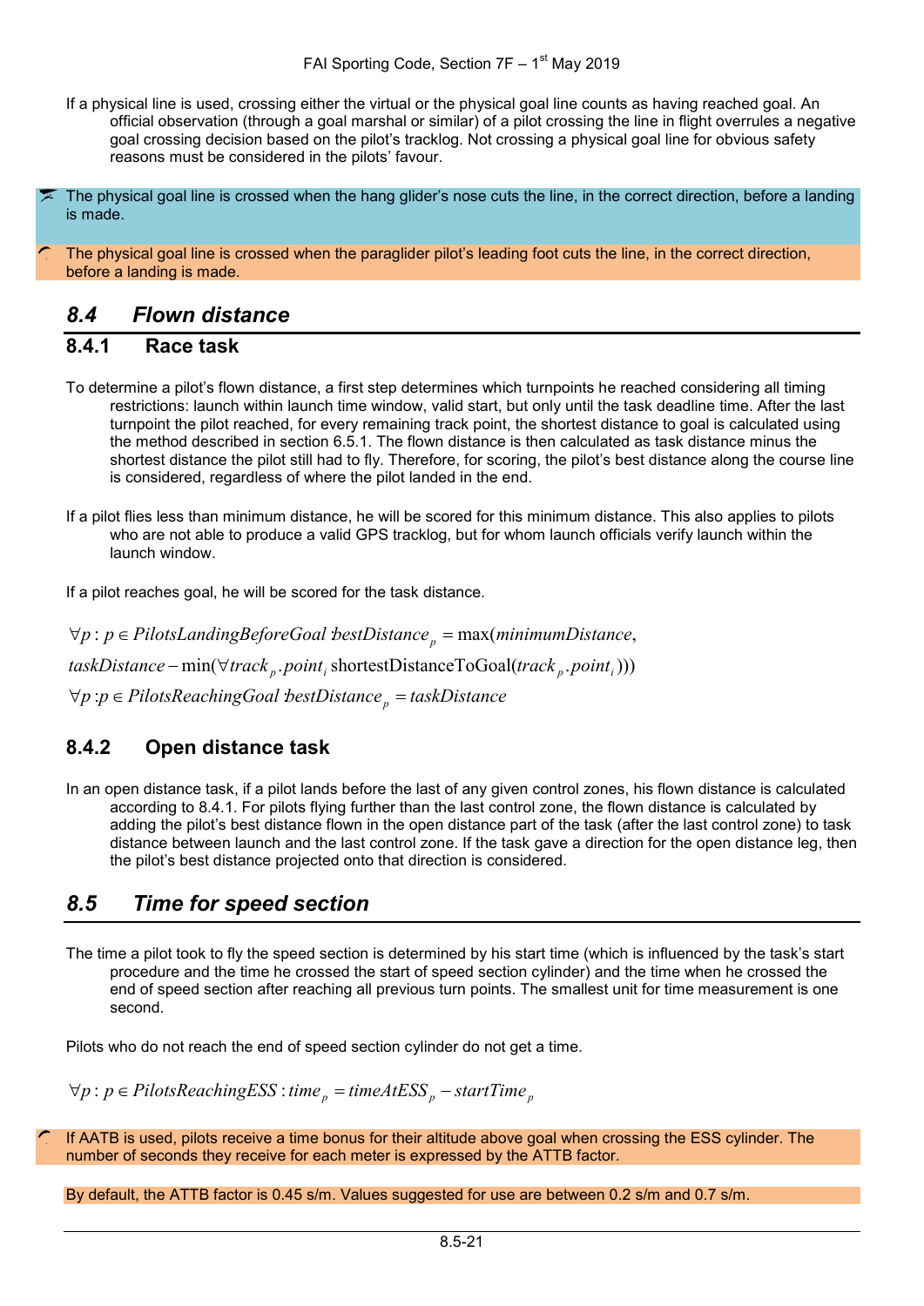If a physical line is used, crossing either the virtual or the physical goal line counts as having reached goal. An official observation (through a goal marshal or similar) of a pilot crossing the line in flight overrules a negative goal crossing decision based on the pilot's tracklog. Not crossing a physical goal line for obvious safety reasons must be considered in the pilots' favour.

The physical goal line is crossed when the hang glider's nose cuts the line, in the correct direction, before a landing is made.

The physical goal line is crossed when the paraglider pilot's leading foot cuts the line, in the correct direction, before a landing is made.

## *8.4 Flown distance*

### 8.4.1 Race task

To determine a pilot's flown distance, a first step determines which turnpoints he reached considering all timing restrictions: launch within launch time window, valid start, but only until the task deadline time. After the last turnpoint the pilot reached, for every remaining track point, the shortest distance to goal is calculated using the method described in section 6.5.1. The flown distance is then calculated as task distance minus the shortest distance the pilot still had to fly. Therefore, for scoring, the pilot's best distance along the course line is considered, regardless of where the pilot landed in the end.

If a pilot flies less than minimum distance, he will be scored for this minimum distance. This also applies to pilots who are not able to produce a valid GPS tracklog, but for whom launch officials verify launch within the launch window.

If a pilot reaches goal, he will be scored for the task distance.

$$\forall p : p \in PilotsLandingBeforeGoal : bestDistance_p = \max(minimumDistance,$$
$$taskDistance - \min(\forall track_p.point_i \text{ shortestDistanceToGoal}(track_p.point_i)))$$
$$\forall p : p \in PilotsReachingGoal : bestDistance_p = taskDistance$$

### 8.4.2 Open distance task

In an open distance task, if a pilot lands before the last of any given control zones, his flown distance is calculated according to 8.4.1. For pilots flying further than the last control zone, the flown distance is calculated by adding the pilot's best distance flown in the open distance part of the task (after the last control zone) to task distance between launch and the last control zone. If the task gave a direction for the open distance leg, then the pilot's best distance projected onto that direction is considered.

## *8.5 Time for speed section*

The time a pilot took to fly the speed section is determined by his start time (which is influenced by the task's start procedure and the time he crossed the start of speed section cylinder) and the time when he crossed the end of speed section after reaching all previous turn points. The smallest unit for time measurement is one second.

Pilots who do not reach the end of speed section cylinder do not get a time.

$$\forall p : p \in PilotsReachingESS : time_p = timeAtESS_p - startTime_p$$

If AATB is used, pilots receive a time bonus for their altitude above goal when crossing the ESS cylinder. The number of seconds they receive for each meter is expressed by the ATTB factor.

By default, the ATTB factor is 0.45 s/m. Values suggested for use are between 0.2 s/m and 0.7 s/m.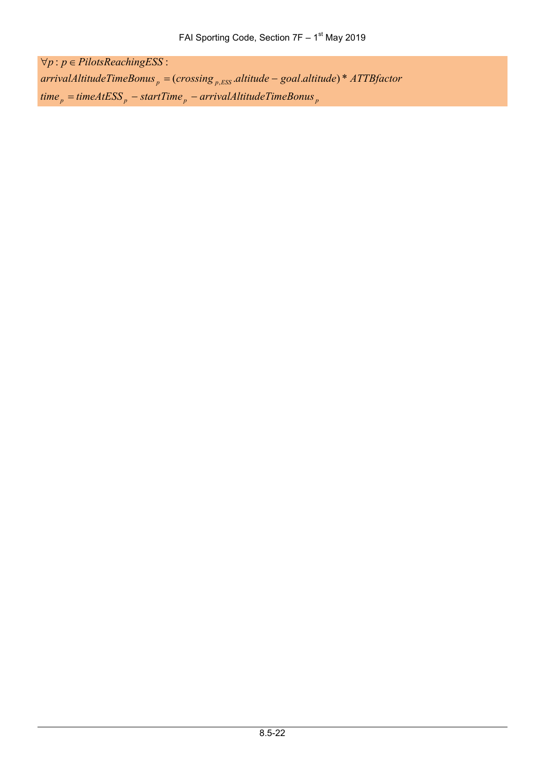$$\forall p : p \in PilotsReachingESS :$$
$$arrivalAltitudeTimeBonus_p = (crossing_{p,ESS}.altitude - goal.altitude) * ATTBfactor$$
$$time_p = timeAtESS_p - startTime_p - arrivalAltitudeTimeBonus_p$$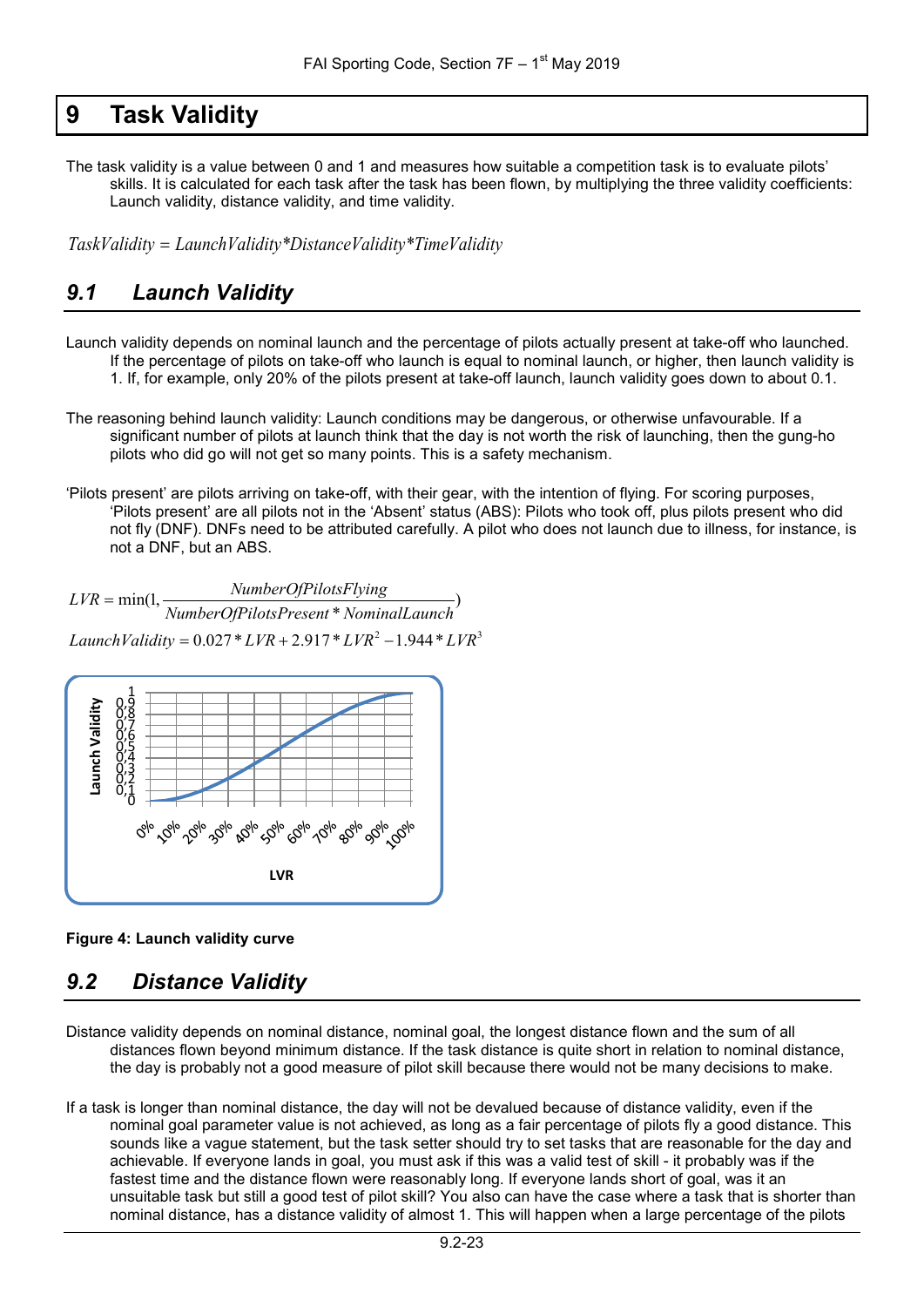# 9 Task Validity

The task validity is a value between 0 and 1 and measures how suitable a competition task is to evaluate pilots' skills. It is calculated for each task after the task has been flown, by multiplying the three validity coefficients: Launch validity, distance validity, and time validity.

$$TaskValidity = LaunchValidity * DistanceValidity * TimeValidity$$

## 9.1 Launch Validity

Launch validity depends on nominal launch and the percentage of pilots actually present at take-off who launched. If the percentage of pilots on take-off who launch is equal to nominal launch, or higher, then launch validity is 1. If, for example, only 20% of the pilots present at take-off launch, launch validity goes down to about 0.1.

The reasoning behind launch validity: Launch conditions may be dangerous, or otherwise unfavourable. If a significant number of pilots at launch think that the day is not worth the risk of launching, then the gung-ho pilots who did go will not get so many points. This is a safety mechanism.

'Pilots present' are pilots arriving on take-off, with their gear, with the intention of flying. For scoring purposes, 'Pilots present' are all pilots not in the 'Absent' status (ABS): Pilots who took off, plus pilots present who did not fly (DNF). DNFs need to be attributed carefully. A pilot who does not launch due to illness, for instance, is not a DNF, but an ABS.

$$LVR = \min\left(1, \frac{NumberOfPilotsFlying}{NumberOfPilotsPresent * NominalLaunch}\right)$$

$$LaunchValidity = 0.027 * LVR + 2.917 * LVR^2 - 1.944 * LVR^3$$

**Figure 4: Launch validity curve**

## 9.2 Distance Validity

Distance validity depends on nominal distance, nominal goal, the longest distance flown and the sum of all distances flown beyond minimum distance. If the task distance is quite short in relation to nominal distance, the day is probably not a good measure of pilot skill because there would not be many decisions to make.

If a task is longer than nominal distance, the day will not be devalued because of distance validity, even if the nominal goal parameter value is not achieved, as long as a fair percentage of pilots fly a good distance. This sounds like a vague statement, but the task setter should try to set tasks that are reasonable for the day and achievable. If everyone lands in goal, you must ask if this was a valid test of skill - it probably was if the fastest time and the distance flown were reasonably long. If everyone lands short of goal, was it an unsuitable task but still a good test of pilot skill? You also can have the case where a task that is shorter than nominal distance, has a distance validity of almost 1. This will happen when a large percentage of the pilots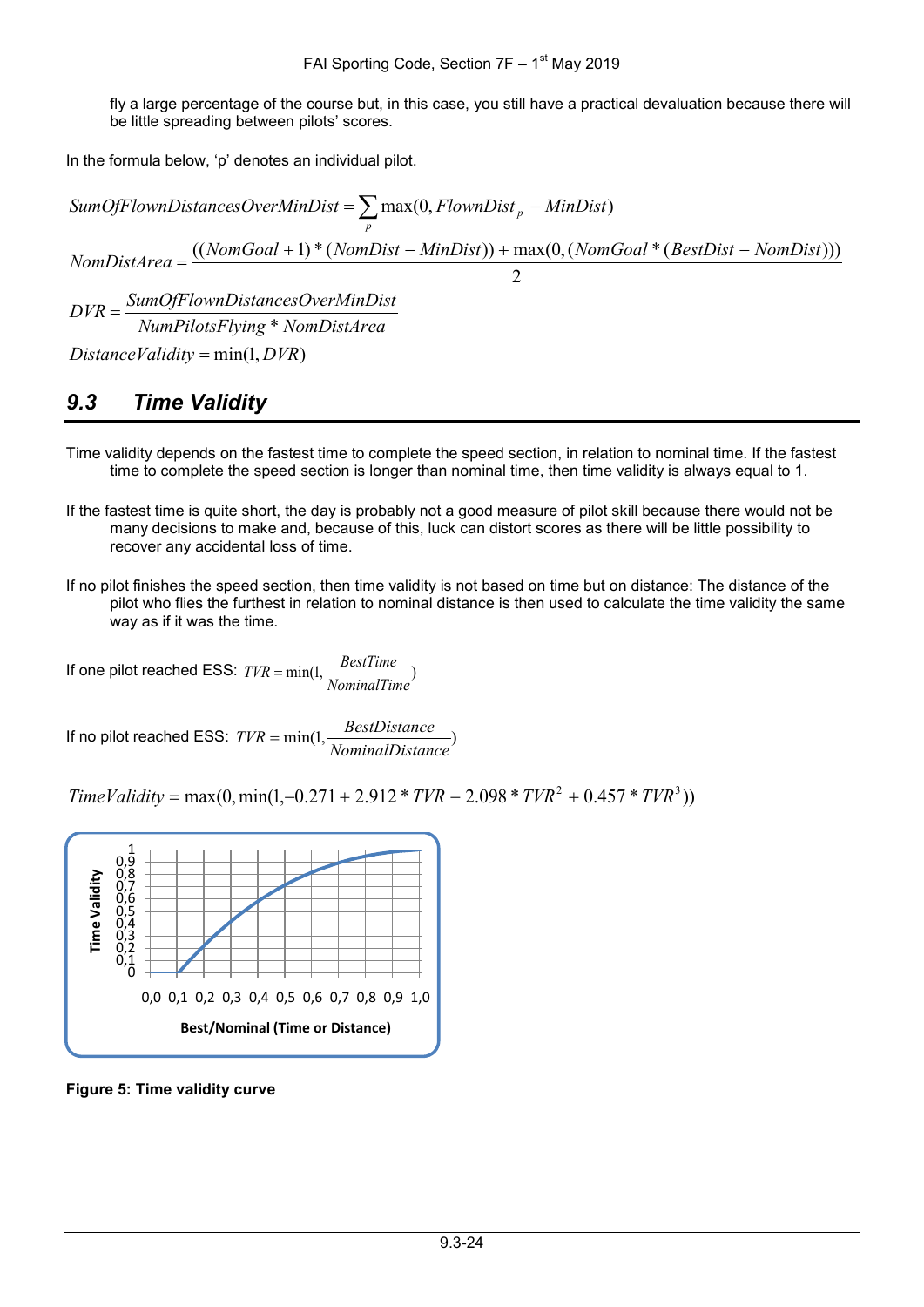fly a large percentage of the course but, in this case, you still have a practical devaluation because there will be little spreading between pilots' scores.

In the formula below, 'p' denotes an individual pilot.

$$SumOfFlownDistancesOverMinDist = \sum_p \max(0, FlownDist_p - MinDist)$$

$$NomDistArea = \frac{((NomGoal + 1) * (NomDist - MinDist)) + \max(0, (NomGoal * (BestDist - NomDist)))}{2}$$

$$DVR = \frac{SumOfFlownDistancesOverMinDist}{NumPilotsFlying * NomDistArea}$$

$$DistanceValidity = \min(1, DVR)$$

## 9.3 Time Validity

Time validity depends on the fastest time to complete the speed section, in relation to nominal time. If the fastest time to complete the speed section is longer than nominal time, then time validity is always equal to 1.

If the fastest time is quite short, the day is probably not a good measure of pilot skill because there would not be many decisions to make and, because of this, luck can distort scores as there will be little possibility to recover any accidental loss of time.

If no pilot finishes the speed section, then time validity is not based on time but on distance: The distance of the pilot who flies the furthest in relation to nominal distance is then used to calculate the time validity the same way as if it was the time.

If one pilot reached ESS: $TVR = \min(1, \frac{BestTime}{NominalTime})$

If no pilot reached ESS: $TVR = \min(1, \frac{BestDistance}{NominalDistance})$

$$TimeValidity = \max(0, \min(1, -0.271 + 2.912 * TVR - 2.098 * TVR^2 + 0.457 * TVR^3))$$

**Figure 5: Time validity curve**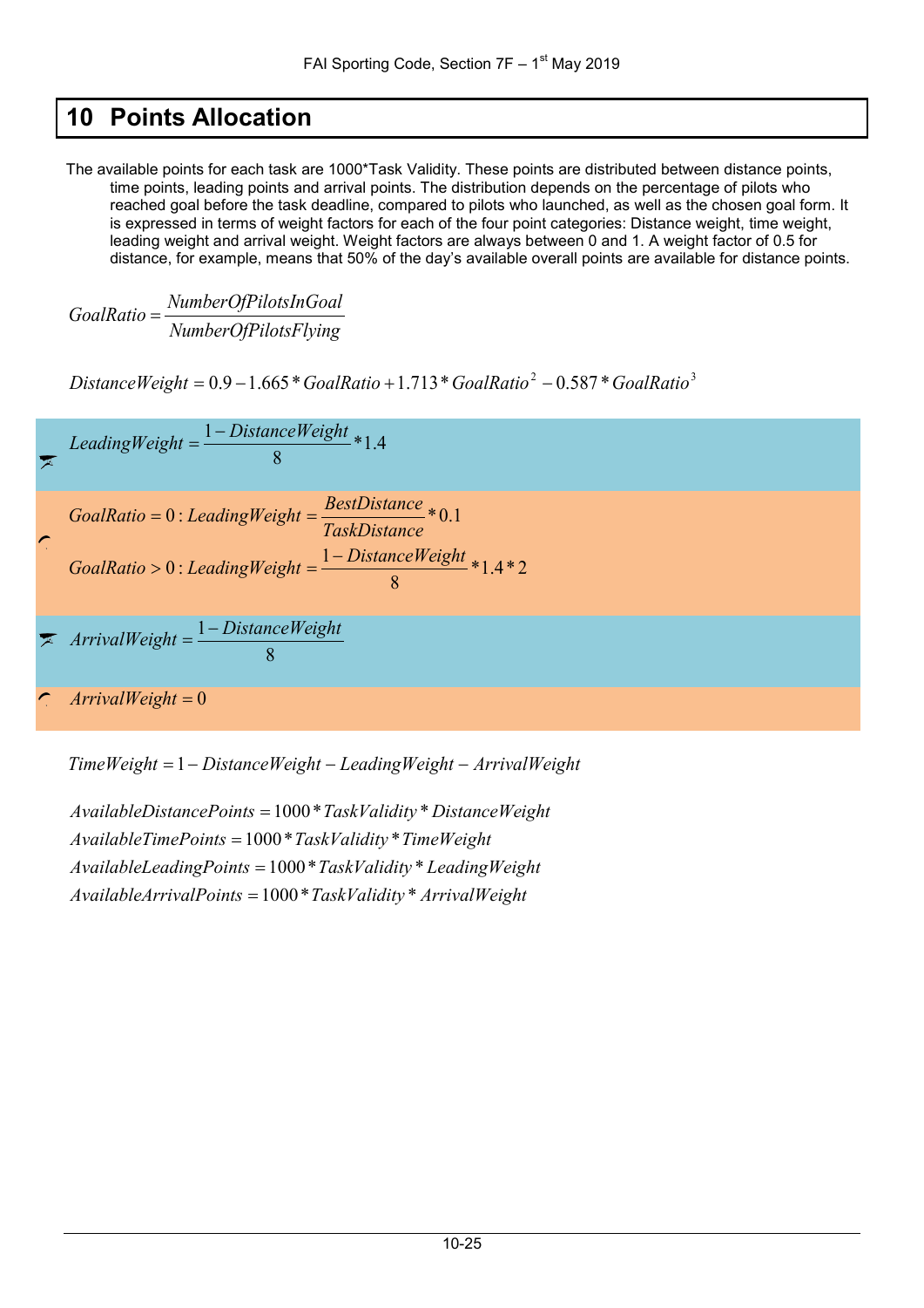# 10 Points Allocation

The available points for each task are 1000*Task Validity. These points are distributed between distance points, time points, leading points and arrival points. The distribution depends on the percentage of pilots who reached goal before the task deadline, compared to pilots who launched, as well as the chosen goal form. It is expressed in terms of weight factors for each of the four point categories: Distance weight, time weight, leading weight and arrival weight. Weight factors are always between 0 and 1. A weight factor of 0.5 for distance, for example, means that 50% of the day's available overall points are available for distance points.

$$GoalRatio = \frac{NumberOfPilotsInGoal}{NumberOfPilotsFlying}$$

$$DistanceWeight = 0.9 - 1.665 * GoalRatio + 1.713 * GoalRatio^2 - 0.587 * GoalRatio^3$$

Hang gliding:

$$LeadingWeight = \frac{1 - DistanceWeight}{8} * 1.4$$

Paragliding:

$$GoalRatio = 0 : LeadingWeight = \frac{BestDistance}{TaskDistance} * 0.1$$

$$GoalRatio > 0 : LeadingWeight = \frac{1 - DistanceWeight}{8} * 1.4 * 2$$

Hang gliding:

$$ArrivalWeight = \frac{1 - DistanceWeight}{8}$$

Paragliding:

$$ArrivalWeight = 0$$

$$TimeWeight = 1 - DistanceWeight - LeadingWeight - ArrivalWeight$$

$$AvailableDistancePoints = 1000 * TaskValidity * DistanceWeight$$
$$AvailableTimePoints = 1000 * TaskValidity * TimeWeight$$
$$AvailableLeadingPoints = 1000 * TaskValidity * LeadingWeight$$
$$AvailableArrivalPoints = 1000 * TaskValidity * ArrivalWeight$$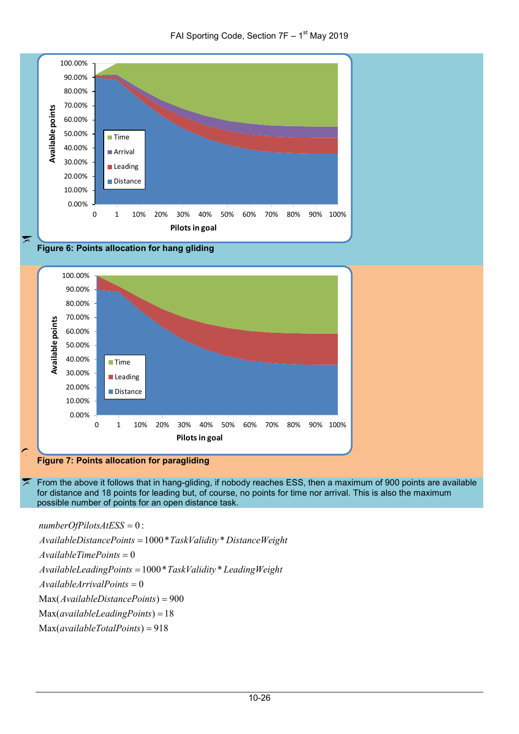Figure 6: Points allocation for hang gliding

Figure 7: Points allocation for paragliding

From the above it follows that in hang-gliding, if nobody reaches ESS, then a maximum of 900 points are available for distance and 18 points for leading but, of course, no points for time nor arrival. This is also the maximum possible number of points for an open distance task.

$$numberOfPilotsAtESS = 0:$$

$$AvailableDistancePoints = 1000 * TaskValidity * DistanceWeight$$

$$AvailableTimePoints = 0$$

$$AvailableLeadingPoints = 1000 * TaskValidity * LeadingWeight$$

$$AvailableArrivalPoints = 0$$

$$\mathrm{Max}(AvailableDistancePoints) = 900$$

$$\mathrm{Max}(availableLeadingPoints) = 18$$

$$\mathrm{Max}(availableTotalPoints) = 918$$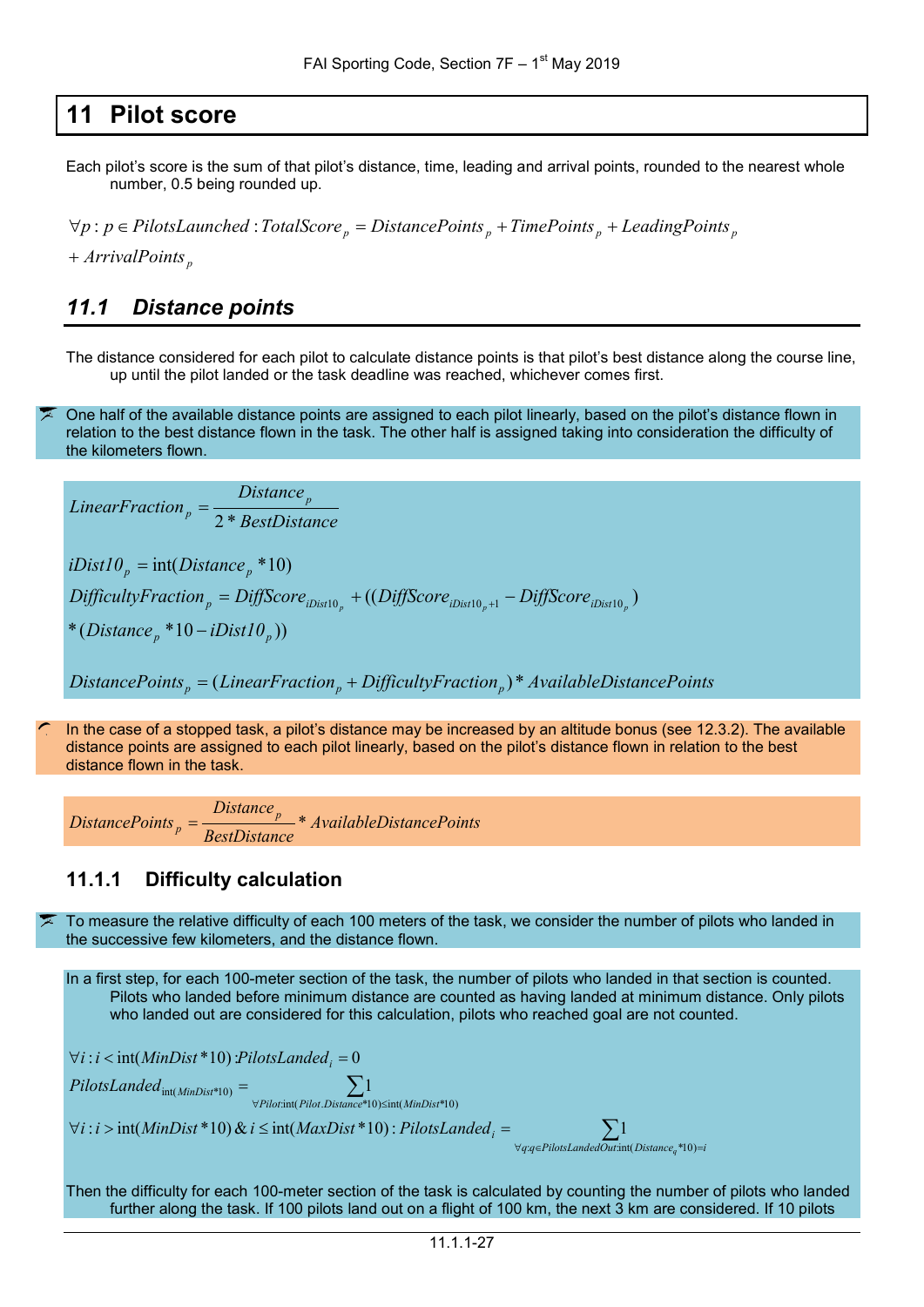# 11 Pilot score

Each pilot's score is the sum of that pilot's distance, time, leading and arrival points, rounded to the nearest whole number, 0.5 being rounded up.

$$\forall p : p \in PilotsLaunched : TotalScore_p = DistancePoints_p + TimePoints_p + LeadingPoints_p + ArrivalPoints_p$$

## 11.1 Distance points

The distance considered for each pilot to calculate distance points is that pilot's best distance along the course line, up until the pilot landed or the task deadline was reached, whichever comes first.

One half of the available distance points are assigned to each pilot linearly, based on the pilot's distance flown in relation to the best distance flown in the task. The other half is assigned taking into consideration the difficulty of the kilometers flown.

$$LinearFraction_p = \frac{Distance_p}{2 * BestDistance}$$

$$iDist10_p = \text{int}(Distance_p * 10)$$

$$DifficultyFraction_p = DiffScore_{iDist10_p} + ((DiffScore_{iDist10_p+1} - DiffScore_{iDist10_p}) * (Distance_p * 10 - iDist10_p))$$

$$DistancePoints_p = (LinearFraction_p + DifficultyFraction_p) * AvailableDistancePoints$$

In the case of a stopped task, a pilot's distance may be increased by an altitude bonus (see 12.3.2). The available distance points are assigned to each pilot linearly, based on the pilot's distance flown in relation to the best distance flown in the task.

$$DistancePoints_p = \frac{Distance_p}{BestDistance} * AvailableDistancePoints$$

### 11.1.1 Difficulty calculation

To measure the relative difficulty of each 100 meters of the task, we consider the number of pilots who landed in the successive few kilometers, and the distance flown.

In a first step, for each 100-meter section of the task, the number of pilots who landed in that section is counted. Pilots who landed before minimum distance are counted as having landed at minimum distance. Only pilots who landed out are considered for this calculation, pilots who reached goal are not counted.

$$\forall i : i < \text{int}(MinDist * 10) : PilotsLanded_i = 0$$

$$PilotsLanded_{\text{int}(MinDist*10)} = \sum_{\forall Pilot: \text{int}(Pilot.Distance*10) \leq \text{int}(MinDist*10)} 1$$

$$\forall i : i > \text{int}(MinDist * 10) \ \& \ i \leq \text{int}(MaxDist * 10) : PilotsLanded_i = \sum_{\forall q: q \in PilotsLandedOut: \text{int}(Distance_q * 10) = i} 1$$

Then the difficulty for each 100-meter section of the task is calculated by counting the number of pilots who landed further along the task. If 100 pilots land out on a flight of 100 km, the next 3 km are considered. If 10 pilots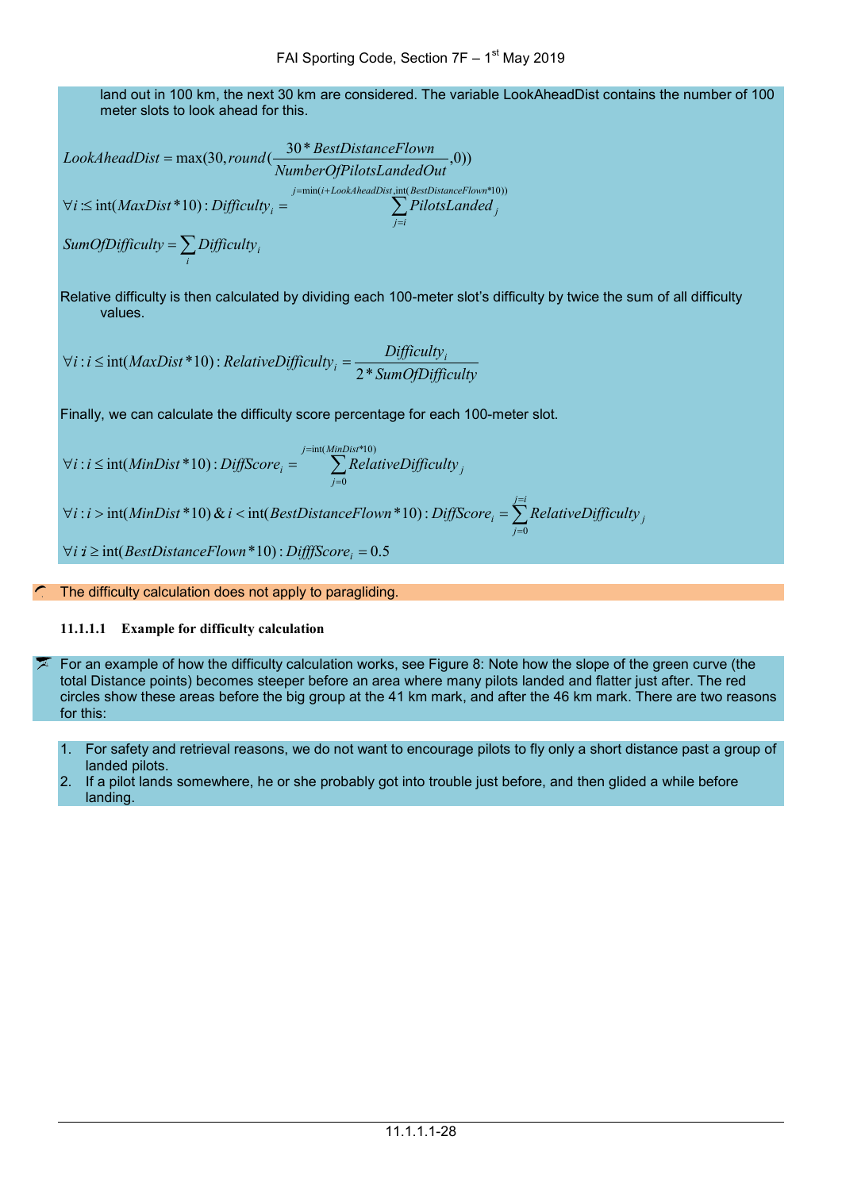land out in 100 km, the next 30 km are considered. The variable LookAheadDist contains the number of 100 meter slots to look ahead for this.

$$LookAheadDist = \max(30, round(\frac{30 * BestDistanceFlown}{NumberOfPilotsLandedOut}, 0))$$

$$\forall i : \leq \text{int}(MaxDist * 10) : Difficulty_i = \sum_{j=i}^{j=\min(i+LookAheadDist, \text{int}(BestDistanceFlown*10))} PilotsLanded_j$$

$$SumOfDifficulty = \sum_i Difficulty_i$$

Relative difficulty is then calculated by dividing each 100-meter slot's difficulty by twice the sum of all difficulty values.

$$\forall i : i \leq \text{int}(MaxDist * 10) : RelativeDifficulty_i = \frac{Difficulty_i}{2 * SumOfDifficulty}$$

Finally, we can calculate the difficulty score percentage for each 100-meter slot.

$$\forall i : i \leq \text{int}(MinDist * 10) : DiffScore_i = \sum_{j=0}^{j=\text{int}(MinDist*10)} RelativeDifficulty_j$$

$$\forall i : i > \text{int}(MinDist * 10) \,\&\, i < \text{int}(BestDistanceFlown * 10) : DiffScore_i = \sum_{j=0}^{j=i} RelativeDifficulty_j$$

$$\forall i : i \geq \text{int}(BestDistanceFlown * 10) : DifffScore_i = 0.5$$

The difficulty calculation does not apply to paragliding.

##### 11.1.1.1 Example for difficulty calculation

For an example of how the difficulty calculation works, see Figure 8: Note how the slope of the green curve (the total Distance points) becomes steeper before an area where many pilots landed and flatter just after. The red circles show these areas before the big group at the 41 km mark, and after the 46 km mark. There are two reasons for this:

1. For safety and retrieval reasons, we do not want to encourage pilots to fly only a short distance past a group of landed pilots.
2. If a pilot lands somewhere, he or she probably got into trouble just before, and then glided a while before landing.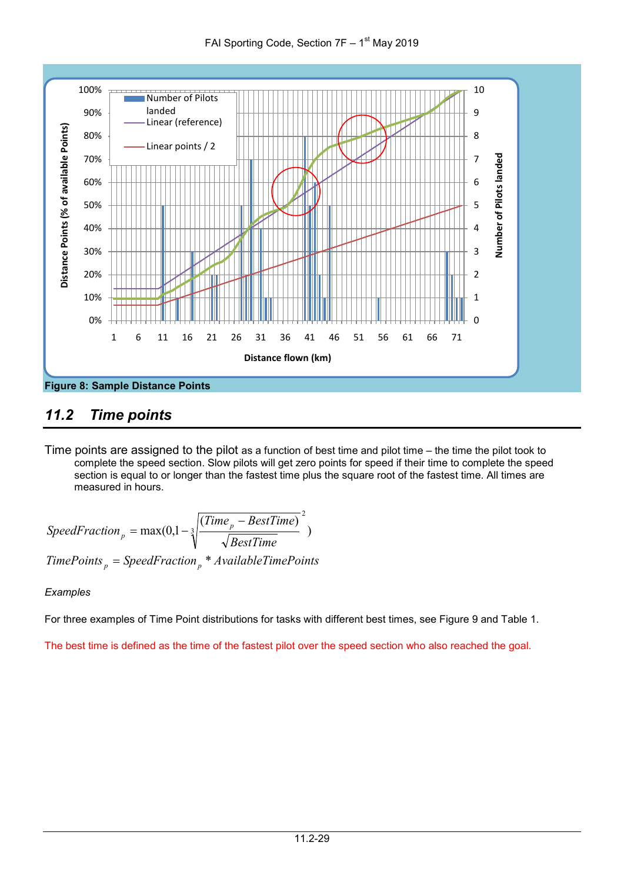Figure 8: Sample Distance Points

## 11.2 Time points

Time points are assigned to the pilot as a function of best time and pilot time – the time the pilot took to complete the speed section. Slow pilots will get zero points for speed if their time to complete the speed section is equal to or longer than the fastest time plus the square root of the fastest time. All times are measured in hours.

$$SpeedFraction_p = \max(0, 1 - \sqrt[3]{\left(\frac{(Time_p - BestTime)}{\sqrt{BestTime}}\right)^2})$$

$$TimePoints_p = SpeedFraction_p * AvailableTimePoints$$

*Examples*

For three examples of Time Point distributions for tasks with different best times, see Figure 9 and Table 1.

The best time is defined as the time of the fastest pilot over the speed section who also reached the goal.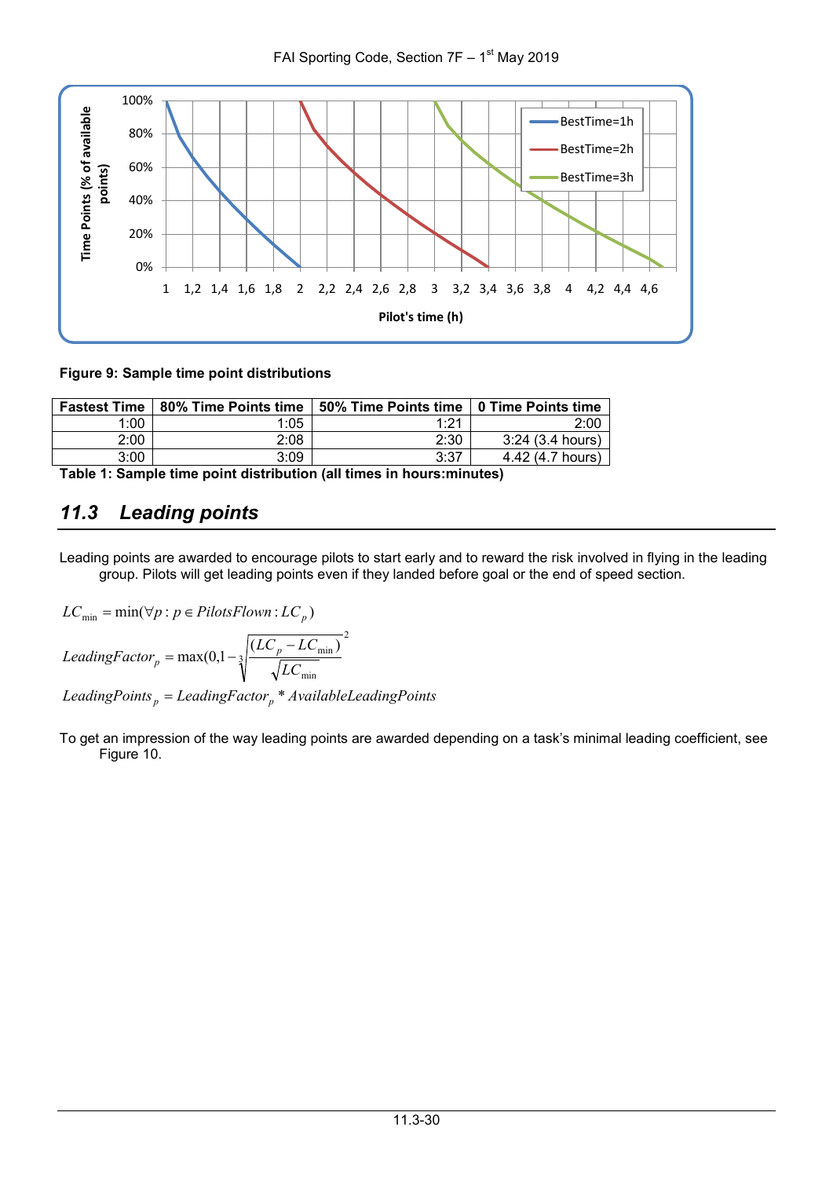Figure 9: Sample time point distributions

| Fastest Time | 80% Time Points time | 50% Time Points time | 0 Time Points time |
|---|---|---|---|
| 1:00 | 1:05 | 1:21 | 2:00 |
| 2:00 | 2:08 | 2:30 | 3:24 (3.4 hours) |
| 3:00 | 3:09 | 3:37 | 4.42 (4.7 hours) |

**Table 1: Sample time point distribution (all times in hours:minutes)**

## 11.3 Leading points

Leading points are awarded to encourage pilots to start early and to reward the risk involved in flying in the leading group. Pilots will get leading points even if they landed before goal or the end of speed section.

$$LC_{\min} = \min(\forall p : p \in PilotsFlown : LC_p)$$

$$LeadingFactor_p = \max\left(0, 1 - \sqrt[3]{\frac{(LC_p - LC_{\min})}{\sqrt{LC_{\min}}}}^{\,2}\right)$$

$$LeadingPoints_p = LeadingFactor_p * AvailableLeadingPoints$$

To get an impression of the way leading points are awarded depending on a task's minimal leading coefficient, see Figure 10.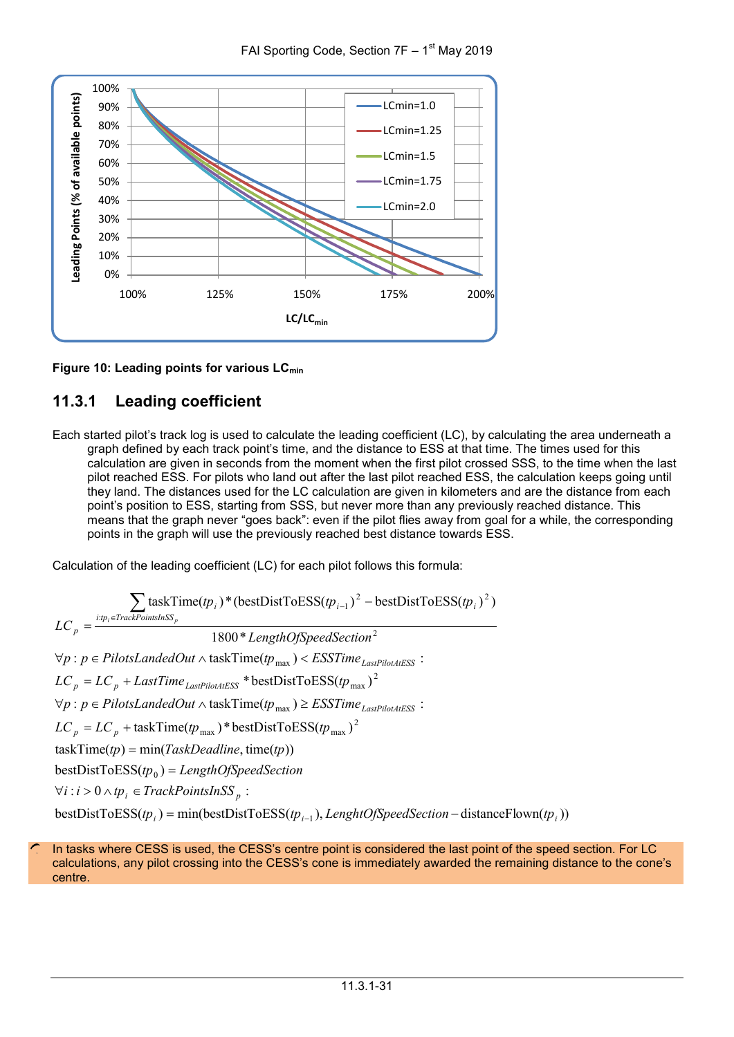Figure 10: Leading points for various $LC_{min}$

### 11.3.1 Leading coefficient

Each started pilot's track log is used to calculate the leading coefficient (LC), by calculating the area underneath a graph defined by each track point's time, and the distance to ESS at that time. The times used for this calculation are given in seconds from the moment when the first pilot crossed SSS, to the time when the last pilot reached ESS. For pilots who land out after the last pilot reached ESS, the calculation keeps going until they land. The distances used for the LC calculation are given in kilometers and are the distance from each point's position to ESS, starting from SSS, but never more than any previously reached distance. This means that the graph never "goes back": even if the pilot flies away from goal for a while, the corresponding points in the graph will use the previously reached best distance towards ESS.

Calculation of the leading coefficient (LC) for each pilot follows this formula:

$$LC_p = \frac{\sum_{i:tp_i \in TrackPointsInSS_p} \text{taskTime}(tp_i) * (\text{bestDistToESS}(tp_{i-1})^2 - \text{bestDistToESS}(tp_i)^2)}{1800 * LengthOfSpeedSection^2}$$

$$\forall p : p \in PilotsLandedOut \wedge \text{taskTime}(tp_{\max}) < ESSTime_{LastPilotAtESS} :$$

$$LC_p = LC_p + LastTime_{LastPilotAtESS} * \text{bestDistToESS}(tp_{\max})^2$$

$$\forall p : p \in PilotsLandedOut \wedge \text{taskTime}(tp_{\max}) \geq ESSTime_{LastPilotAtESS} :$$

$$LC_p = LC_p + \text{taskTime}(tp_{\max}) * \text{bestDistToESS}(tp_{\max})^2$$

$$\text{taskTime}(tp) = \min(TaskDeadline, \text{time}(tp))$$

$$\text{bestDistToESS}(tp_0) = LengthOfSpeedSection$$

$$\forall i : i > 0 \wedge tp_i \in TrackPointsInSS_p :$$

$$\text{bestDistToESS}(tp_i) = \min(\text{bestDistToESS}(tp_{i-1}), LenghtOfSpeedSection - \text{distanceFlown}(tp_i))$$

In tasks where CESS is used, the CESS's centre point is considered the last point of the speed section. For LC calculations, any pilot crossing into the CESS's cone is immediately awarded the remaining distance to the cone's centre.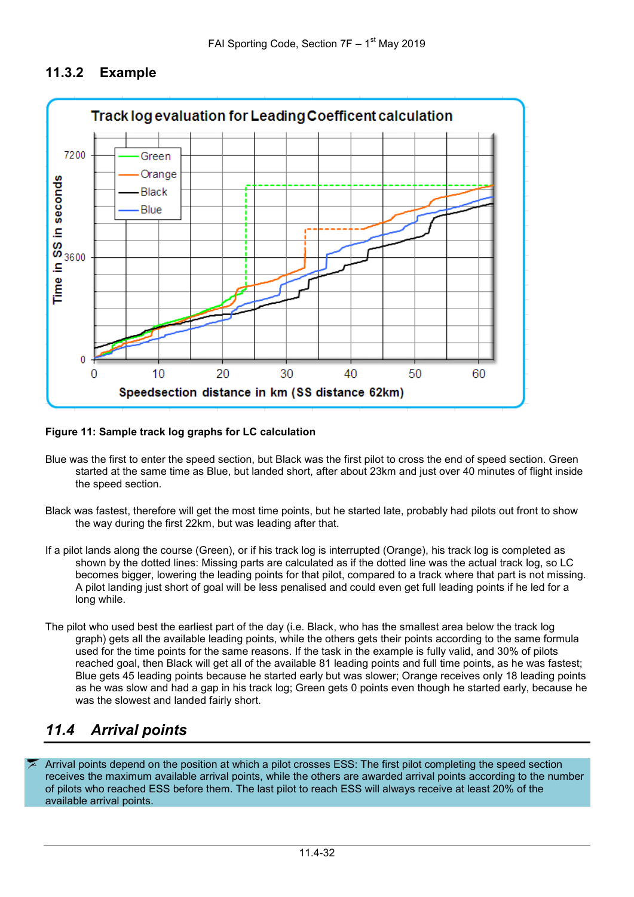### 11.3.2 Example

**Figure 11: Sample track log graphs for LC calculation**

Blue was the first to enter the speed section, but Black was the first pilot to cross the end of speed section. Green started at the same time as Blue, but landed short, after about 23km and just over 40 minutes of flight inside the speed section.

Black was fastest, therefore will get the most time points, but he started late, probably had pilots out front to show the way during the first 22km, but was leading after that.

If a pilot lands along the course (Green), or if his track log is interrupted (Orange), his track log is completed as shown by the dotted lines: Missing parts are calculated as if the dotted line was the actual track log, so LC becomes bigger, lowering the leading points for that pilot, compared to a track where that part is not missing. A pilot landing just short of goal will be less penalised and could even get full leading points if he led for a long while.

The pilot who used best the earliest part of the day (i.e. Black, who has the smallest area below the track log graph) gets all the available leading points, while the others gets their points according to the same formula used for the time points for the same reasons. If the task in the example is fully valid, and 30% of pilots reached goal, then Black will get all of the available 81 leading points and full time points, as he was fastest; Blue gets 45 leading points because he started early but was slower; Orange receives only 18 leading points as he was slow and had a gap in his track log; Green gets 0 points even though he started early, because he was the slowest and landed fairly short.

## *11.4 Arrival points*

Arrival points depend on the position at which a pilot crosses ESS: The first pilot completing the speed section receives the maximum available arrival points, while the others are awarded arrival points according to the number of pilots who reached ESS before them. The last pilot to reach ESS will always receive at least 20% of the available arrival points.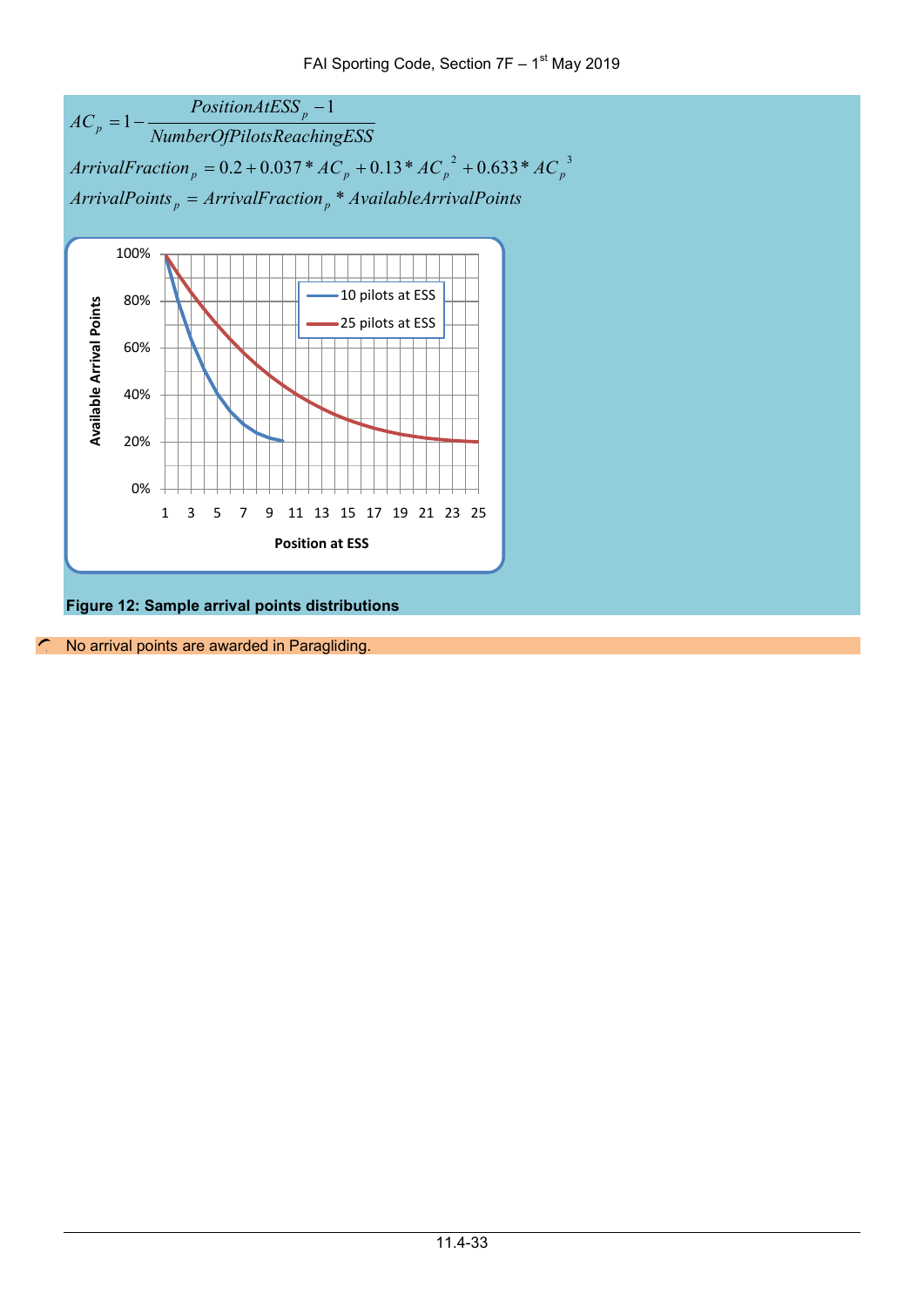$$AC_p = 1 - \frac{PositionAtESS_p - 1}{NumberOfPilotsReachingESS}$$

$$ArrivalFraction_p = 0.2 + 0.037 * AC_p + 0.13 * AC_p^{\ 2} + 0.633 * AC_p^{\ 3}$$

$$ArrivalPoints_p = ArrivalFraction_p * AvailableArrivalPoints$$

**Figure 12: Sample arrival points distributions**

No arrival points are awarded in Paragliding.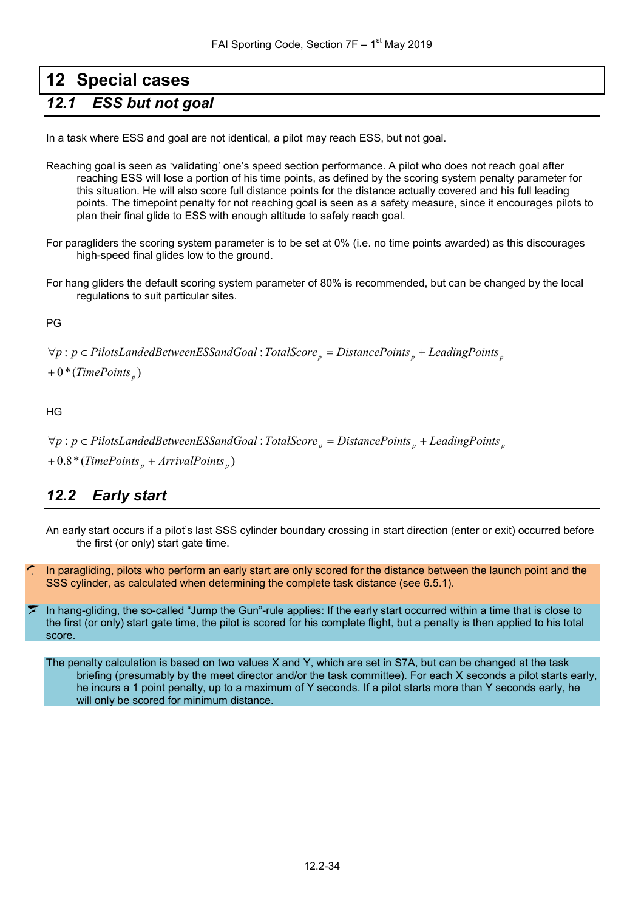# 12 Special cases

## 12.1 ESS but not goal

In a task where ESS and goal are not identical, a pilot may reach ESS, but not goal.

Reaching goal is seen as 'validating' one's speed section performance. A pilot who does not reach goal after reaching ESS will lose a portion of his time points, as defined by the scoring system penalty parameter for this situation. He will also score full distance points for the distance actually covered and his full leading points. The timepoint penalty for not reaching goal is seen as a safety measure, since it encourages pilots to plan their final glide to ESS with enough altitude to safely reach goal.

For paragliders the scoring system parameter is to be set at 0% (i.e. no time points awarded) as this discourages high-speed final glides low to the ground.

For hang gliders the default scoring system parameter of 80% is recommended, but can be changed by the local regulations to suit particular sites.

PG

$$\forall p : p \in PilotsLandedBetweenESSandGoal : TotalScore_p = DistancePoints_p + LeadingPoints_p + 0 * (TimePoints_p)$$

HG

$$\forall p : p \in PilotsLandedBetweenESSandGoal : TotalScore_p = DistancePoints_p + LeadingPoints_p + 0.8 * (TimePoints_p + ArrivalPoints_p)$$

## 12.2 Early start

An early start occurs if a pilot's last SSS cylinder boundary crossing in start direction (enter or exit) occurred before the first (or only) start gate time.

In paragliding, pilots who perform an early start are only scored for the distance between the launch point and the SSS cylinder, as calculated when determining the complete task distance (see 6.5.1).

In hang-gliding, the so-called "Jump the Gun"-rule applies: If the early start occurred within a time that is close to the first (or only) start gate time, the pilot is scored for his complete flight, but a penalty is then applied to his total score.

The penalty calculation is based on two values X and Y, which are set in S7A, but can be changed at the task briefing (presumably by the meet director and/or the task committee). For each X seconds a pilot starts early, he incurs a 1 point penalty, up to a maximum of Y seconds. If a pilot starts more than Y seconds early, he will only be scored for minimum distance.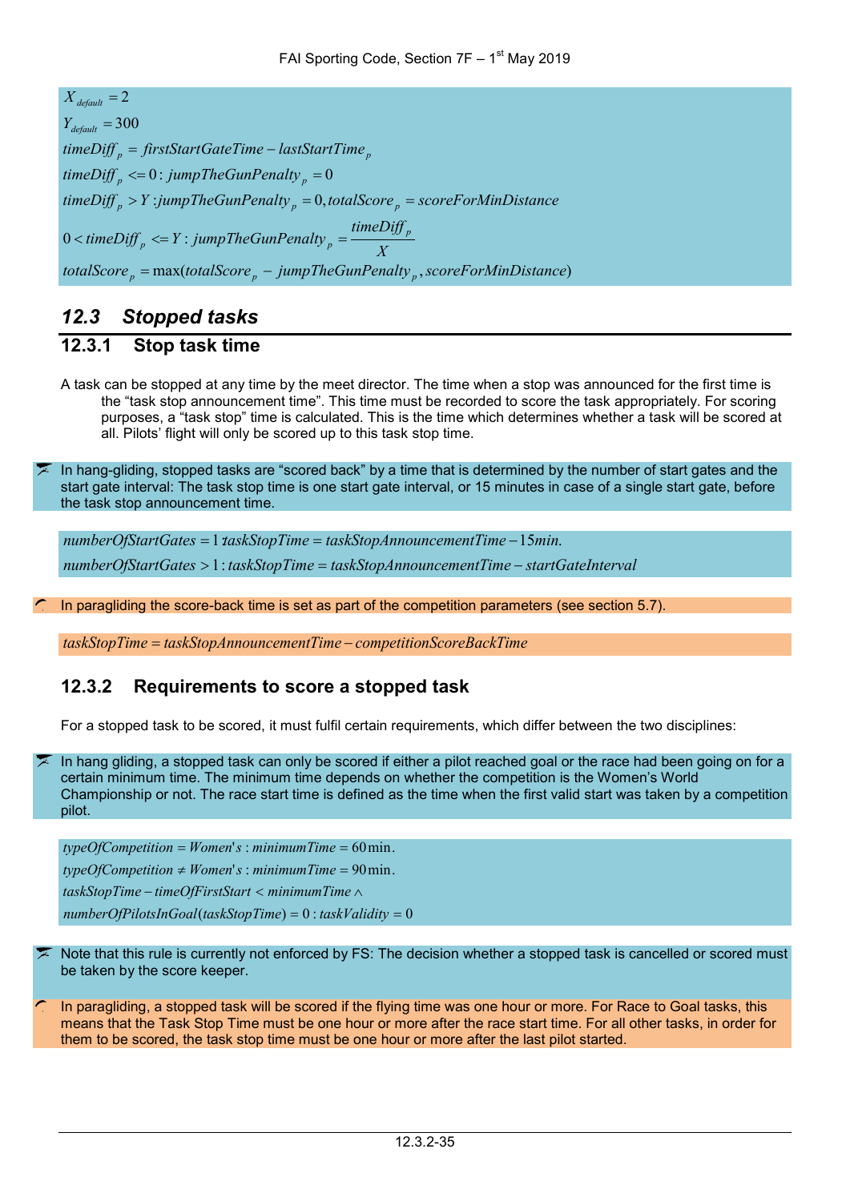$$X_{default} = 2$$
$$Y_{default} = 300$$
$$timeDiff_p = firstStartGateTime - lastStartTime_p$$
$$timeDiff_p <= 0 : jumpTheGunPenalty_p = 0$$
$$timeDiff_p > Y : jumpTheGunPenalty_p = 0, totalScore_p = scoreForMinDistance$$
$$0 < timeDiff_p <= Y : jumpTheGunPenalty_p = \frac{timeDiff_p}{X}$$
$$totalScore_p = \max(totalScore_p - jumpTheGunPenalty_p, scoreForMinDistance)$$

## 12.3 Stopped tasks

### 12.3.1 Stop task time

A task can be stopped at any time by the meet director. The time when a stop was announced for the first time is the “task stop announcement time”. This time must be recorded to score the task appropriately. For scoring purposes, a “task stop” time is calculated. This is the time which determines whether a task will be scored at all. Pilots' flight will only be scored up to this task stop time.

In hang-gliding, stopped tasks are “scored back” by a time that is determined by the number of start gates and the start gate interval: The task stop time is one start gate interval, or 15 minutes in case of a single start gate, before the task stop announcement time.

$$numberOfStartGates = 1 : taskStopTime = taskStopAnnouncementTime - 15min.$$
$$numberOfStartGates > 1 : taskStopTime = taskStopAnnouncementTime - startGateInterval$$

In paragliding the score-back time is set as part of the competition parameters (see section 5.7).

$$taskStopTime = taskStopAnnouncementTime - competitionScoreBackTime$$

### 12.3.2 Requirements to score a stopped task

For a stopped task to be scored, it must fulfil certain requirements, which differ between the two disciplines:

In hang gliding, a stopped task can only be scored if either a pilot reached goal or the race had been going on for a certain minimum time. The minimum time depends on whether the competition is the Women's World Championship or not. The race start time is defined as the time when the first valid start was taken by a competition pilot.

$$typeOfCompetition = Women's : minimumTime = 60\,min.$$
$$typeOfCompetition \neq Women's : minimumTime = 90\,min.$$
$$taskStopTime - timeOfFirstStart < minimumTime \wedge$$
$$numberOfPilotsInGoal(taskStopTime) = 0 : taskValidity = 0$$

Note that this rule is currently not enforced by FS: The decision whether a stopped task is cancelled or scored must be taken by the score keeper.

In paragliding, a stopped task will be scored if the flying time was one hour or more. For Race to Goal tasks, this means that the Task Stop Time must be one hour or more after the race start time. For all other tasks, in order for them to be scored, the task stop time must be one hour or more after the last pilot started.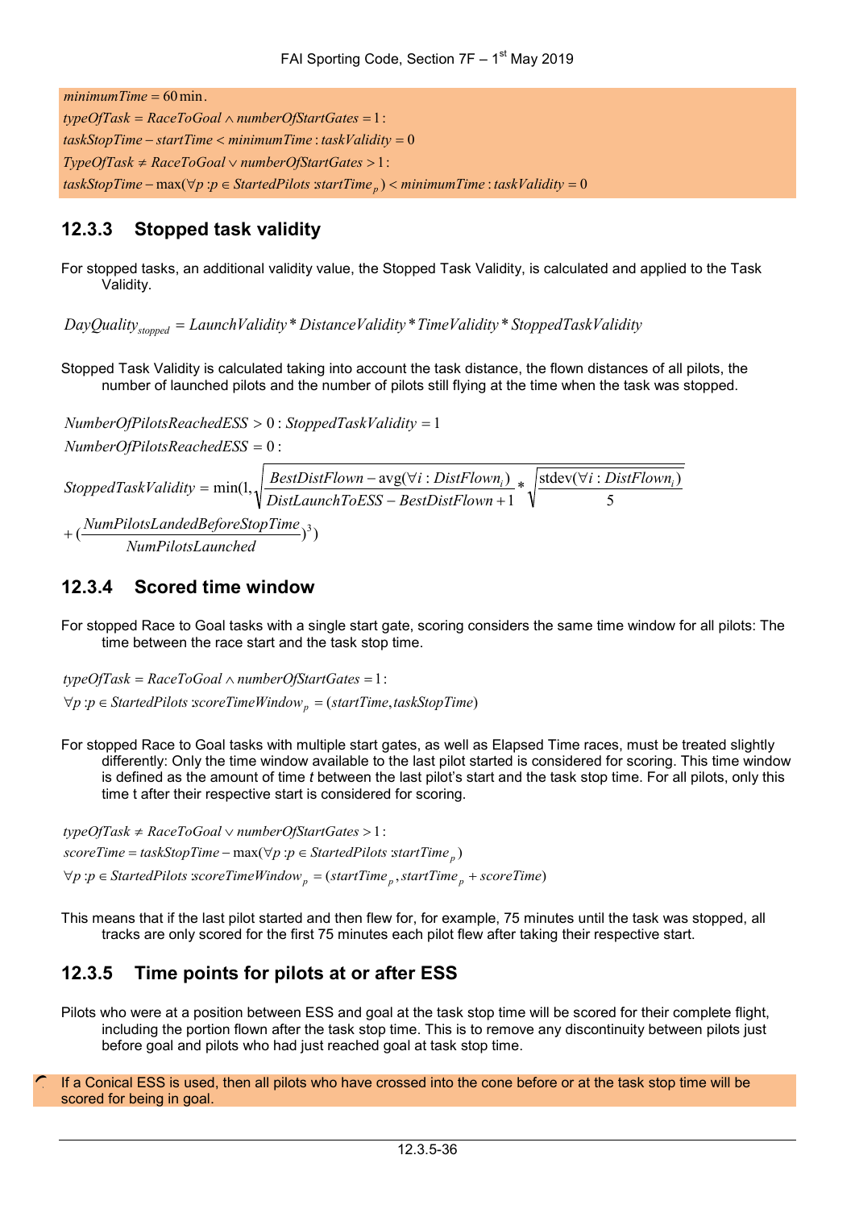$$minimumTime = 60\,\text{min}.$$

$$typeOfTask = RaceToGoal \wedge numberOfStartGates = 1:$$

$$taskStopTime - startTime < minimumTime : taskValidity = 0$$

$$TypeOfTask \neq RaceToGoal \vee numberOfStartGates > 1:$$

$$taskStopTime - \max(\forall p : p \in StartedPilots : startTime_p) < minimumTime : taskValidity = 0$$

### 12.3.3 Stopped task validity

For stopped tasks, an additional validity value, the Stopped Task Validity, is calculated and applied to the Task Validity.

$$DayQuality_{stopped} = LaunchValidity * DistanceValidity * TimeValidity * StoppedTaskValidity$$

Stopped Task Validity is calculated taking into account the task distance, the flown distances of all pilots, the number of launched pilots and the number of pilots still flying at the time when the task was stopped.

$$NumberOfPilotsReachedESS > 0 : StoppedTaskValidity = 1$$

$$NumberOfPilotsReachedESS = 0:$$

$$StoppedTaskValidity = \min(1, \sqrt{\frac{BestDistFlown - \text{avg}(\forall i : DistFlown_i)}{DistLaunchToESS - BestDistFlown + 1}} * \sqrt{\frac{\text{stdev}(\forall i : DistFlown_i)}{5}} + (\frac{NumPilotsLandedBeforeStopTime}{NumPilotsLaunched})^3)$$

### 12.3.4 Scored time window

For stopped Race to Goal tasks with a single start gate, scoring considers the same time window for all pilots: The time between the race start and the task stop time.

$$typeOfTask = RaceToGoal \wedge numberOfStartGates = 1:$$

$$\forall p : p \in StartedPilots : scoreTimeWindow_p = (startTime, taskStopTime)$$

For stopped Race to Goal tasks with multiple start gates, as well as Elapsed Time races, must be treated slightly differently: Only the time window available to the last pilot started is considered for scoring. This time window is defined as the amount of time *t* between the last pilot's start and the task stop time. For all pilots, only this time t after their respective start is considered for scoring.

$$typeOfTask \neq RaceToGoal \vee numberOfStartGates > 1:$$

$$scoreTime = taskStopTime - \max(\forall p : p \in StartedPilots : startTime_p)$$

$$\forall p : p \in StartedPilots : scoreTimeWindow_p = (startTime_p, startTime_p + scoreTime)$$

This means that if the last pilot started and then flew for, for example, 75 minutes until the task was stopped, all tracks are only scored for the first 75 minutes each pilot flew after taking their respective start.

### 12.3.5 Time points for pilots at or after ESS

Pilots who were at a position between ESS and goal at the task stop time will be scored for their complete flight, including the portion flown after the task stop time. This is to remove any discontinuity between pilots just before goal and pilots who had just reached goal at task stop time.

If a Conical ESS is used, then all pilots who have crossed into the cone before or at the task stop time will be scored for being in goal.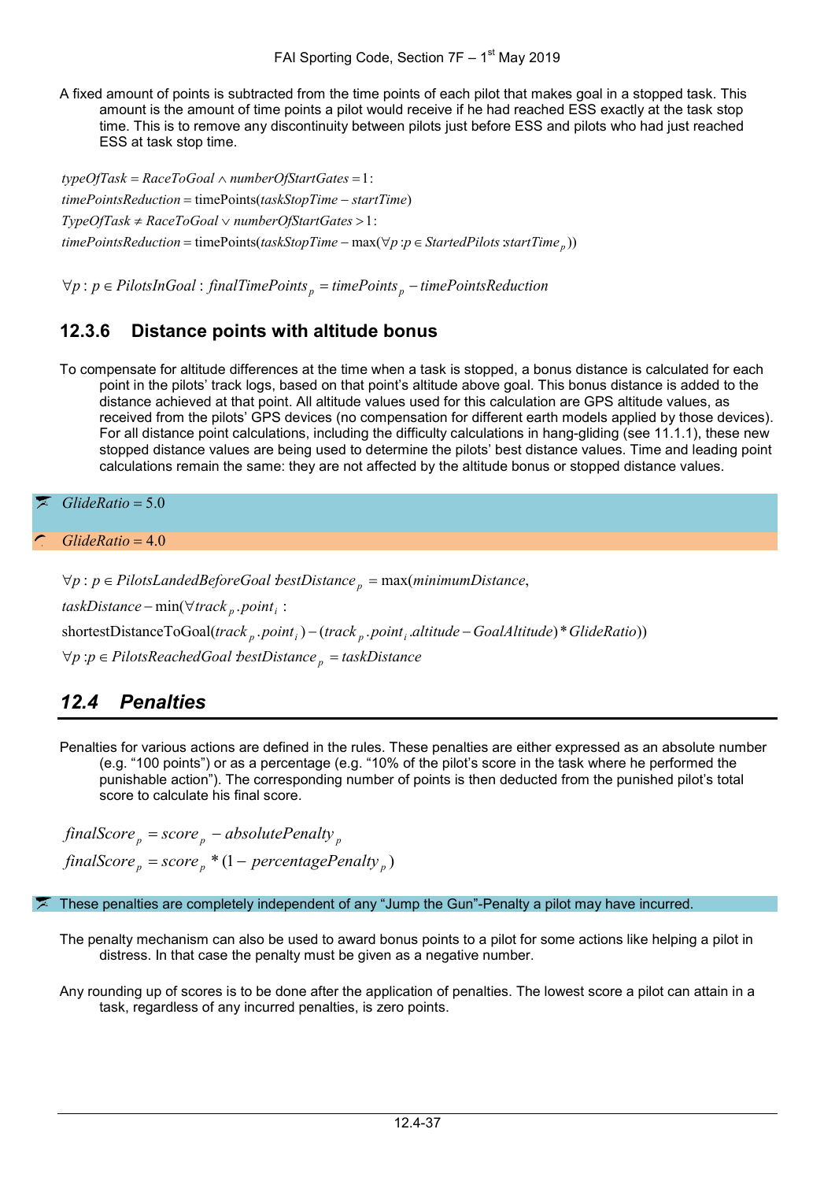A fixed amount of points is subtracted from the time points of each pilot that makes goal in a stopped task. This amount is the amount of time points a pilot would receive if he had reached ESS exactly at the task stop time. This is to remove any discontinuity between pilots just before ESS and pilots who had just reached ESS at task stop time.

$$typeOfTask = RaceToGoal \wedge numberOfStartGates = 1:$$
$$timePointsReduction = \text{timePoints}(taskStopTime - startTime)$$
$$TypeOfTask \neq RaceToGoal \vee numberOfStartGates > 1:$$
$$timePointsReduction = \text{timePoints}(taskStopTime - \max(\forall p : p \in StartedPilots : startTime_p))$$

$$\forall p : p \in PilotsInGoal : finalTimePoints_p = timePoints_p - timePointsReduction$$

### 12.3.6 Distance points with altitude bonus

To compensate for altitude differences at the time when a task is stopped, a bonus distance is calculated for each point in the pilots' track logs, based on that point's altitude above goal. This bonus distance is added to the distance achieved at that point. All altitude values used for this calculation are GPS altitude values, as received from the pilots' GPS devices (no compensation for different earth models applied by those devices). For all distance point calculations, including the difficulty calculations in hang-gliding (see 11.1.1), these new stopped distance values are being used to determine the pilots' best distance values. Time and leading point calculations remain the same: they are not affected by the altitude bonus or stopped distance values.

$$GlideRatio = 5.0$$

$$GlideRatio = 4.0$$

$$\forall p : p \in PilotsLandedBeforeGoal : bestDistance_p = \max(minimumDistance,$$
$$taskDistance - \min(\forall track_p.point_i :$$
$$\text{shortestDistanceToGoal}(track_p.point_i) - (track_p.point_i.altitude - GoalAltitude) * GlideRatio))$$
$$\forall p : p \in PilotsReachedGoal : bestDistance_p = taskDistance$$

## *12.4 Penalties*

Penalties for various actions are defined in the rules. These penalties are either expressed as an absolute number (e.g. "100 points") or as a percentage (e.g. "10% of the pilot's score in the task where he performed the punishable action"). The corresponding number of points is then deducted from the punished pilot's total score to calculate his final score.

$$finalScore_p = score_p - absolutePenalty_p$$
$$finalScore_p = score_p * (1 - percentagePenalty_p)$$

These penalties are completely independent of any "Jump the Gun"-Penalty a pilot may have incurred.

The penalty mechanism can also be used to award bonus points to a pilot for some actions like helping a pilot in distress. In that case the penalty must be given as a negative number.

Any rounding up of scores is to be done after the application of penalties. The lowest score a pilot can attain in a task, regardless of any incurred penalties, is zero points.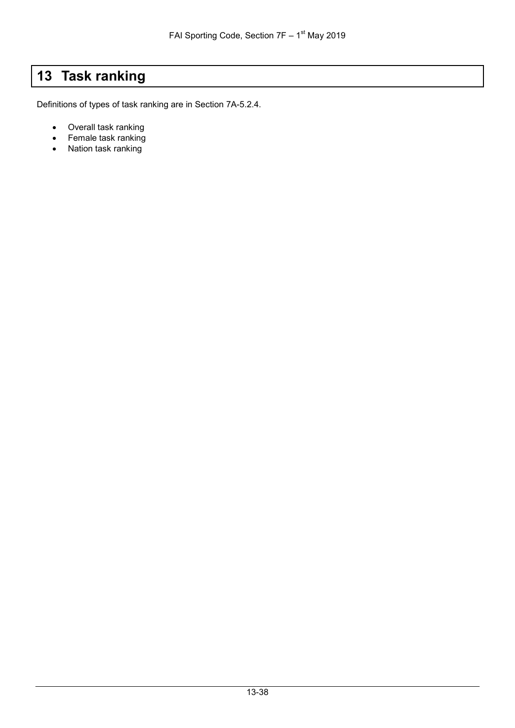# 13 Task ranking

Definitions of types of task ranking are in Section 7A-5.2.4.

- Overall task ranking
- Female task ranking
- Nation task ranking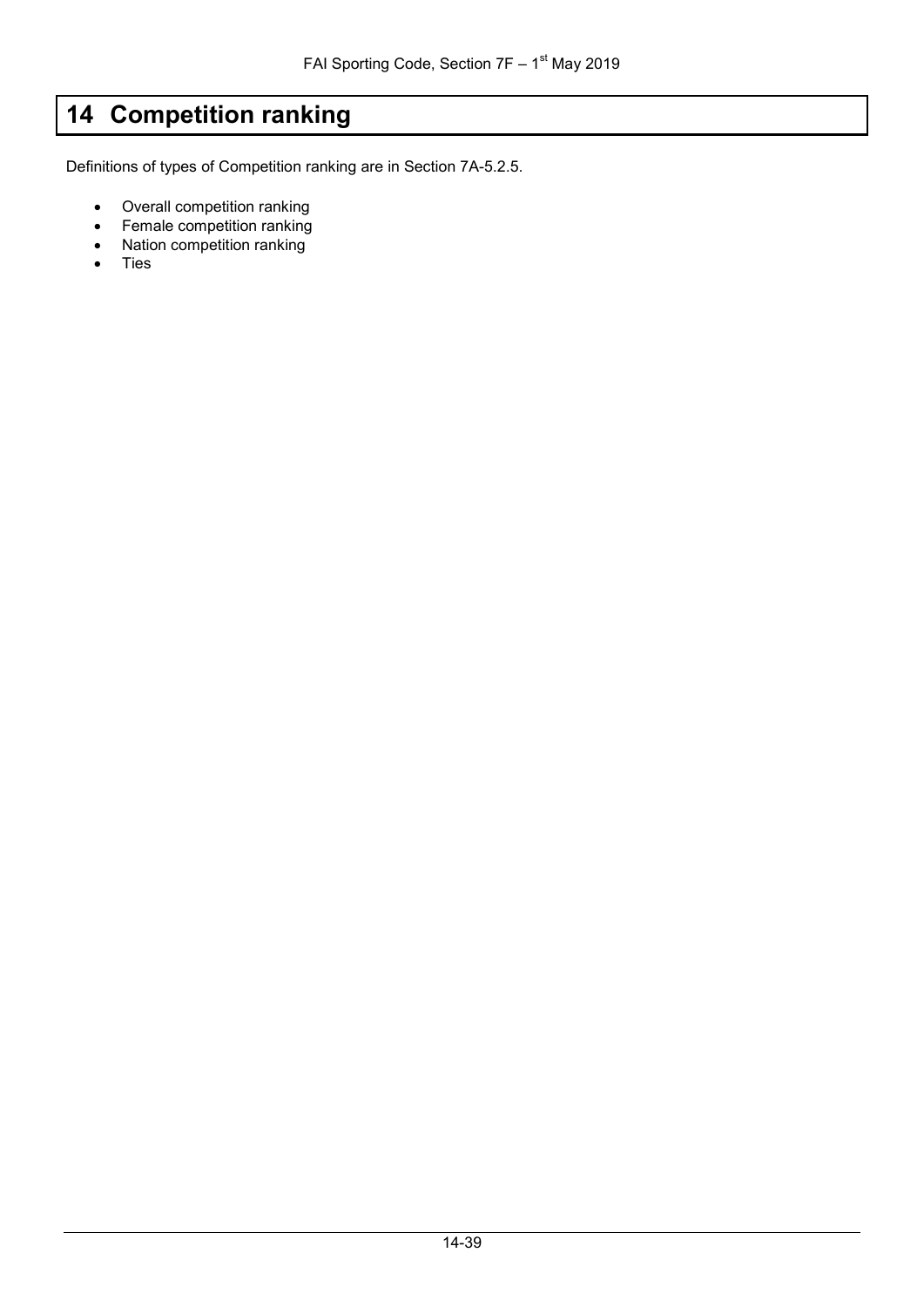# 14 Competition ranking

Definitions of types of Competition ranking are in Section 7A-5.2.5.

- Overall competition ranking
- Female competition ranking
- Nation competition ranking
- Ties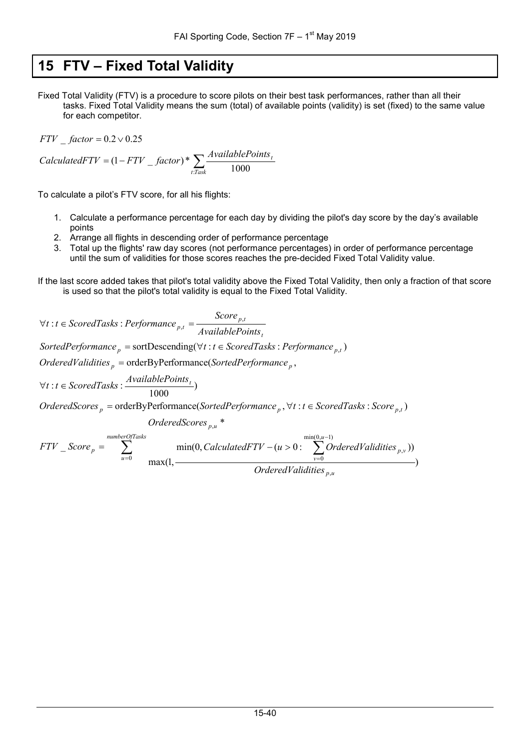# 15 FTV – Fixed Total Validity

Fixed Total Validity (FTV) is a procedure to score pilots on their best task performances, rather than all their tasks. Fixed Total Validity means the sum (total) of available points (validity) is set (fixed) to the same value for each competitor.

$$FTV\_factor = 0.2 \vee 0.25$$

$$CalculatedFTV = (1 - FTV\_factor) * \sum_{t:Task} \frac{AvailablePoints_t}{1000}$$

To calculate a pilot's FTV score, for all his flights:

1. Calculate a performance percentage for each day by dividing the pilot's day score by the day's available points
2. Arrange all flights in descending order of performance percentage
3. Total up the flights' raw day scores (not performance percentages) in order of performance percentage until the sum of validities for those scores reaches the pre-decided Fixed Total Validity value.

If the last score added takes that pilot's total validity above the Fixed Total Validity, then only a fraction of that score is used so that the pilot's total validity is equal to the Fixed Total Validity.

$$\forall t : t \in ScoredTasks : Performance_{p,t} = \frac{Score_{p,t}}{AvailablePoints_t}$$

$$SortedPerformance_p = \text{sortDescending}(\forall t : t \in ScoredTasks : Performance_{p,t})$$

$$OrderedValidities_p = \text{orderByPerformance}(SortedPerformance_p, \forall t : t \in ScoredTasks : \frac{AvailablePoints_t}{1000})$$

$$OrderedScores_p = \text{orderByPerformance}(SortedPerformance_p, \forall t : t \in ScoredTasks : Score_{p,t})$$

$$FTV\_Score_p = \sum_{u=0}^{numberOfTasks} OrderedScores_{p,u} * \max(1, \frac{\min(0, CalculatedFTV - (u > 0 : \sum_{v=0}^{\min(0,u-1)} OrderedValidities_{p,v}))}{OrderedValidities_{p,u}})$$